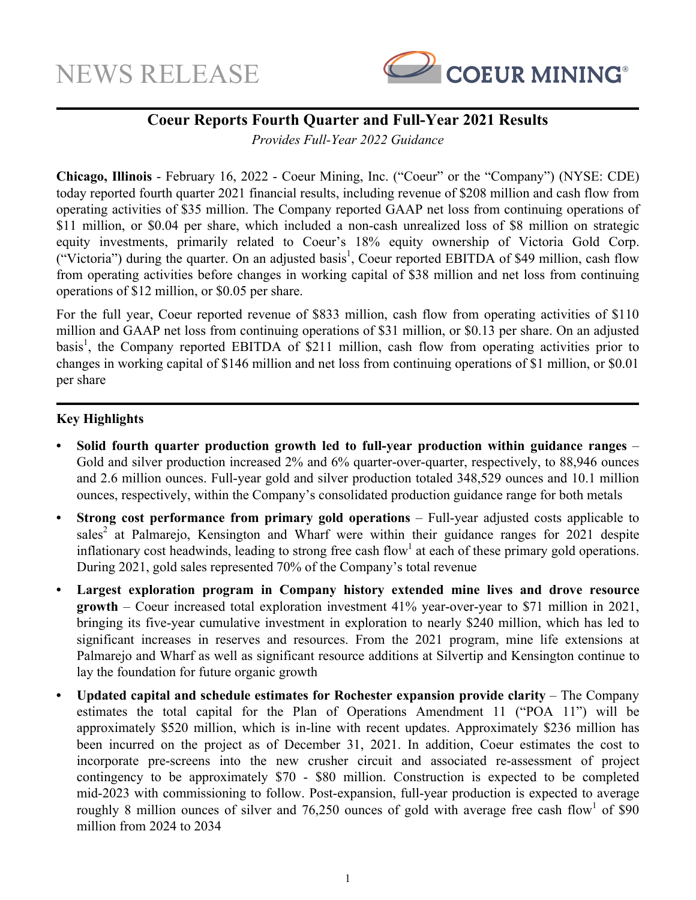NEWS RELEASE

COEUR MINING®

# Coeur Reports Fourth Quarter and Full-Year 2021 Results

*Provides Full-Year 2022 Guidance*

**Chicago, Illinois** - February 16, 2022 - Coeur Mining, Inc. ("Coeur" or the "Company") (NYSE: CDE) today reported fourth quarter 2021 financial results, including revenue of $208 million and cash flow from operating activities of $35 million. The Company reported GAAP net loss from continuing operations of $11 million, or $0.04 per share, which included a non-cash unrealized loss of $8 million on strategic equity investments, primarily related to Coeur's 18% equity ownership of Victoria Gold Corp. ("Victoria") during the quarter. On an adjusted basis[1], Coeur reported EBITDA of $49 million, cash flow from operating activities before changes in working capital of $38 million and net loss from continuing operations of $12 million, or $0.05 per share.

For the full year, Coeur reported revenue of $833 million, cash flow from operating activities of $110 million and GAAP net loss from continuing operations of $31 million, or $0.13 per share. On an adjusted basis[1], the Company reported EBITDA of $211 million, cash flow from operating activities prior to changes in working capital of $146 million and net loss from continuing operations of $1 million, or $0.01 per share

## Key Highlights

- **Solid fourth quarter production growth led to full-year production within guidance ranges** – Gold and silver production increased 2% and 6% quarter-over-quarter, respectively, to 88,946 ounces and 2.6 million ounces. Full-year gold and silver production totaled 348,529 ounces and 10.1 million ounces, respectively, within the Company's consolidated production guidance range for both metals
- **Strong cost performance from primary gold operations** – Full-year adjusted costs applicable to sales[2] at Palmarejo, Kensington and Wharf were within their guidance ranges for 2021 despite inflationary cost headwinds, leading to strong free cash flow[1] at each of these primary gold operations. During 2021, gold sales represented 70% of the Company's total revenue
- **Largest exploration program in Company history extended mine lives and drove resource growth** – Coeur increased total exploration investment 41% year-over-year to $71 million in 2021, bringing its five-year cumulative investment in exploration to nearly $240 million, which has led to significant increases in reserves and resources. From the 2021 program, mine life extensions at Palmarejo and Wharf as well as significant resource additions at Silvertip and Kensington continue to lay the foundation for future organic growth
- **Updated capital and schedule estimates for Rochester expansion provide clarity** – The Company estimates the total capital for the Plan of Operations Amendment 11 ("POA 11") will be approximately $520 million, which is in-line with recent updates. Approximately $236 million has been incurred on the project as of December 31, 2021. In addition, Coeur estimates the cost to incorporate pre-screens into the new crusher circuit and associated re-assessment of project contingency to be approximately $70 - $80 million. Construction is expected to be completed mid-2023 with commissioning to follow. Post-expansion, full-year production is expected to average roughly 8 million ounces of silver and 76,250 ounces of gold with average free cash flow[1] of $90 million from 2024 to 2034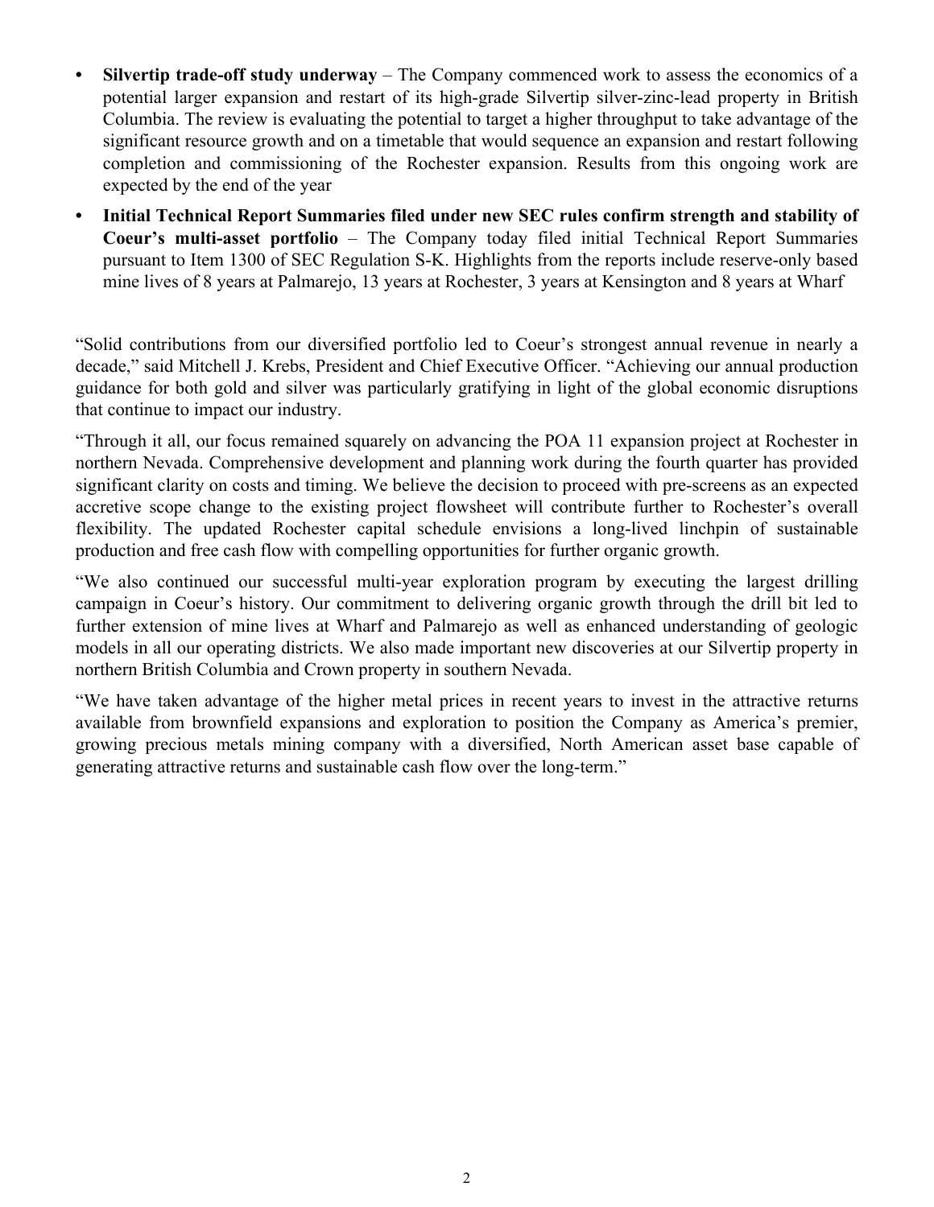- **Silvertip trade-off study underway** – The Company commenced work to assess the economics of a potential larger expansion and restart of its high-grade Silvertip silver-zinc-lead property in British Columbia. The review is evaluating the potential to target a higher throughput to take advantage of the significant resource growth and on a timetable that would sequence an expansion and restart following completion and commissioning of the Rochester expansion. Results from this ongoing work are expected by the end of the year
- **Initial Technical Report Summaries filed under new SEC rules confirm strength and stability of Coeur's multi-asset portfolio** – The Company today filed initial Technical Report Summaries pursuant to Item 1300 of SEC Regulation S-K. Highlights from the reports include reserve-only based mine lives of 8 years at Palmarejo, 13 years at Rochester, 3 years at Kensington and 8 years at Wharf

"Solid contributions from our diversified portfolio led to Coeur's strongest annual revenue in nearly a decade," said Mitchell J. Krebs, President and Chief Executive Officer. "Achieving our annual production guidance for both gold and silver was particularly gratifying in light of the global economic disruptions that continue to impact our industry.

"Through it all, our focus remained squarely on advancing the POA 11 expansion project at Rochester in northern Nevada. Comprehensive development and planning work during the fourth quarter has provided significant clarity on costs and timing. We believe the decision to proceed with pre-screens as an expected accretive scope change to the existing project flowsheet will contribute further to Rochester's overall flexibility. The updated Rochester capital schedule envisions a long-lived linchpin of sustainable production and free cash flow with compelling opportunities for further organic growth.

"We also continued our successful multi-year exploration program by executing the largest drilling campaign in Coeur's history. Our commitment to delivering organic growth through the drill bit led to further extension of mine lives at Wharf and Palmarejo as well as enhanced understanding of geologic models in all our operating districts. We also made important new discoveries at our Silvertip property in northern British Columbia and Crown property in southern Nevada.

"We have taken advantage of the higher metal prices in recent years to invest in the attractive returns available from brownfield expansions and exploration to position the Company as America's premier, growing precious metals mining company with a diversified, North American asset base capable of generating attractive returns and sustainable cash flow over the long-term."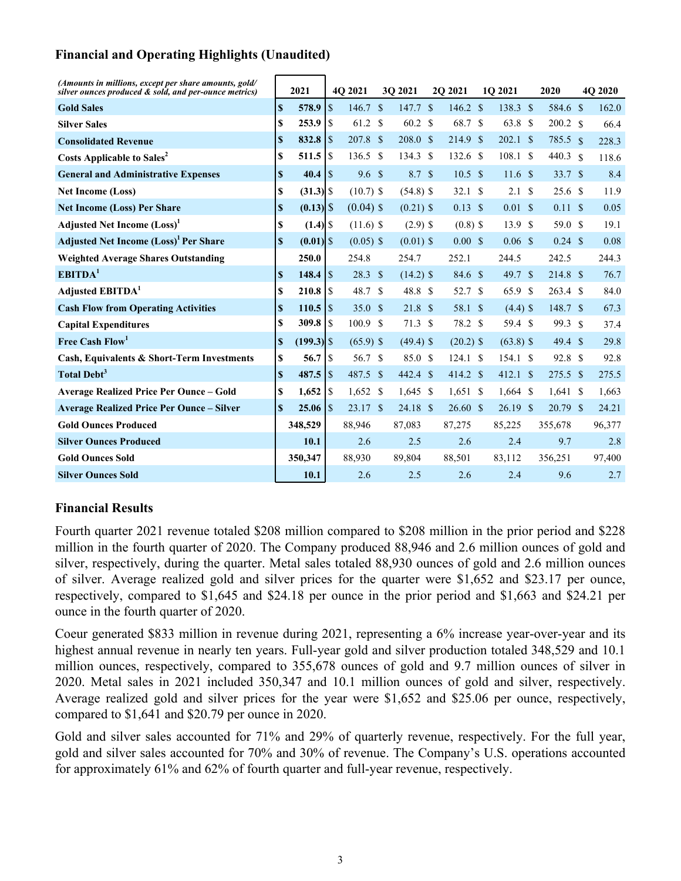### Financial and Operating Highlights (Unaudited)

| *(Amounts in millions, except per share amounts, gold/ silver ounces produced & sold, and per-ounce metrics)* | 2021 | 4Q 2021 | 3Q 2021 | 2Q 2021 | 1Q 2021 | 2020 | 4Q 2020 |
|---|---|---|---|---|---|---|---|
| **Gold Sales** | **$ 578.9** | $ 146.7 | $ 147.7 | $ 146.2 | $ 138.3 | $ 584.6 | $ 162.0 |
| **Silver Sales** | **$ 253.9** | $ 61.2 | $ 60.2 | $ 68.7 | $ 63.8 | $ 200.2 | $ 66.4 |
| **Consolidated Revenue** | **$ 832.8** | $ 207.8 | $ 208.0 | $ 214.9 | $ 202.1 | $ 785.5 | $ 228.3 |
| **Costs Applicable to Sales**[2] | **$ 511.5** | $ 136.5 | $ 134.3 | $ 132.6 | $ 108.1 | $ 440.3 | $ 118.6 |
| **General and Administrative Expenses** | **$ 40.4** | $ 9.6 | $ 8.7 | $ 10.5 | $ 11.6 | $ 33.7 | $ 8.4 |
| **Net Income (Loss)** | **$ (31.3)** | $ (10.7) | $ (54.8) | $ 32.1 | $ 2.1 | $ 25.6 | $ 11.9 |
| **Net Income (Loss) Per Share** | **$ (0.13)** | $ (0.04) | $ (0.21) | $ 0.13 | $ 0.01 | $ 0.11 | $ 0.05 |
| **Adjusted Net Income (Loss)**[1] | **$ (1.4)** | $ (11.6) | $ (2.9) | $ (0.8) | $ 13.9 | $ 59.0 | $ 19.1 |
| **Adjusted Net Income (Loss)[1] Per Share** | **$ (0.01)** | $ (0.05) | $ (0.01) | $ 0.00 | $ 0.06 | $ 0.24 | $ 0.08 |
| **Weighted Average Shares Outstanding** | **250.0** | 254.8 | 254.7 | 252.1 | 244.5 | 242.5 | 244.3 |
| **EBITDA**[1] | **$ 148.4** | $ 28.3 | $ (14.2) | $ 84.6 | $ 49.7 | $ 214.8 | $ 76.7 |
| **Adjusted EBITDA**[1] | **$ 210.8** | $ 48.7 | $ 48.8 | $ 52.7 | $ 65.9 | $ 263.4 | $ 84.0 |
| **Cash Flow from Operating Activities** | **$ 110.5** | $ 35.0 | $ 21.8 | $ 58.1 | $ (4.4) | $ 148.7 | $ 67.3 |
| **Capital Expenditures** | **$ 309.8** | $ 100.9 | $ 71.3 | $ 78.2 | $ 59.4 | $ 99.3 | $ 37.4 |
| **Free Cash Flow**[1] | **$ (199.3)** | $ (65.9) | $ (49.4) | $ (20.2) | $ (63.8) | $ 49.4 | $ 29.8 |
| **Cash, Equivalents & Short-Term Investments** | **$ 56.7** | $ 56.7 | $ 85.0 | $ 124.1 | $ 154.1 | $ 92.8 | $ 92.8 |
| **Total Debt**[3] | **$ 487.5** | $ 487.5 | $ 442.4 | $ 414.2 | $ 412.1 | $ 275.5 | $ 275.5 |
| **Average Realized Price Per Ounce – Gold** | **$ 1,652** | $ 1,652 | $ 1,645 | $ 1,651 | $ 1,664 | $ 1,641 | $ 1,663 |
| **Average Realized Price Per Ounce – Silver** | **$ 25.06** | $ 23.17 | $ 24.18 | $ 26.60 | $ 26.19 | $ 20.79 | $ 24.21 |
| **Gold Ounces Produced** | **348,529** | 88,946 | 87,083 | 87,275 | 85,225 | 355,678 | 96,377 |
| **Silver Ounces Produced** | **10.1** | 2.6 | 2.5 | 2.6 | 2.4 | 9.7 | 2.8 |
| **Gold Ounces Sold** | **350,347** | 88,930 | 89,804 | 88,501 | 83,112 | 356,251 | 97,400 |
| **Silver Ounces Sold** | **10.1** | 2.6 | 2.5 | 2.6 | 2.4 | 9.6 | 2.7 |

### Financial Results

Fourth quarter 2021 revenue totaled $208 million compared to $208 million in the prior period and $228 million in the fourth quarter of 2020. The Company produced 88,946 and 2.6 million ounces of gold and silver, respectively, during the quarter. Metal sales totaled 88,930 ounces of gold and 2.6 million ounces of silver. Average realized gold and silver prices for the quarter were $1,652 and $23.17 per ounce, respectively, compared to $1,645 and $24.18 per ounce in the prior period and $1,663 and $24.21 per ounce in the fourth quarter of 2020.

Coeur generated $833 million in revenue during 2021, representing a 6% increase year-over-year and its highest annual revenue in nearly ten years. Full-year gold and silver production totaled 348,529 and 10.1 million ounces, respectively, compared to 355,678 ounces of gold and 9.7 million ounces of silver in 2020. Metal sales in 2021 included 350,347 and 10.1 million ounces of gold and silver, respectively. Average realized gold and silver prices for the year were $1,652 and $25.06 per ounce, respectively, compared to $1,641 and $20.79 per ounce in 2020.

Gold and silver sales accounted for 71% and 29% of quarterly revenue, respectively. For the full year, gold and silver sales accounted for 70% and 30% of revenue. The Company's U.S. operations accounted for approximately 61% and 62% of fourth quarter and full-year revenue, respectively.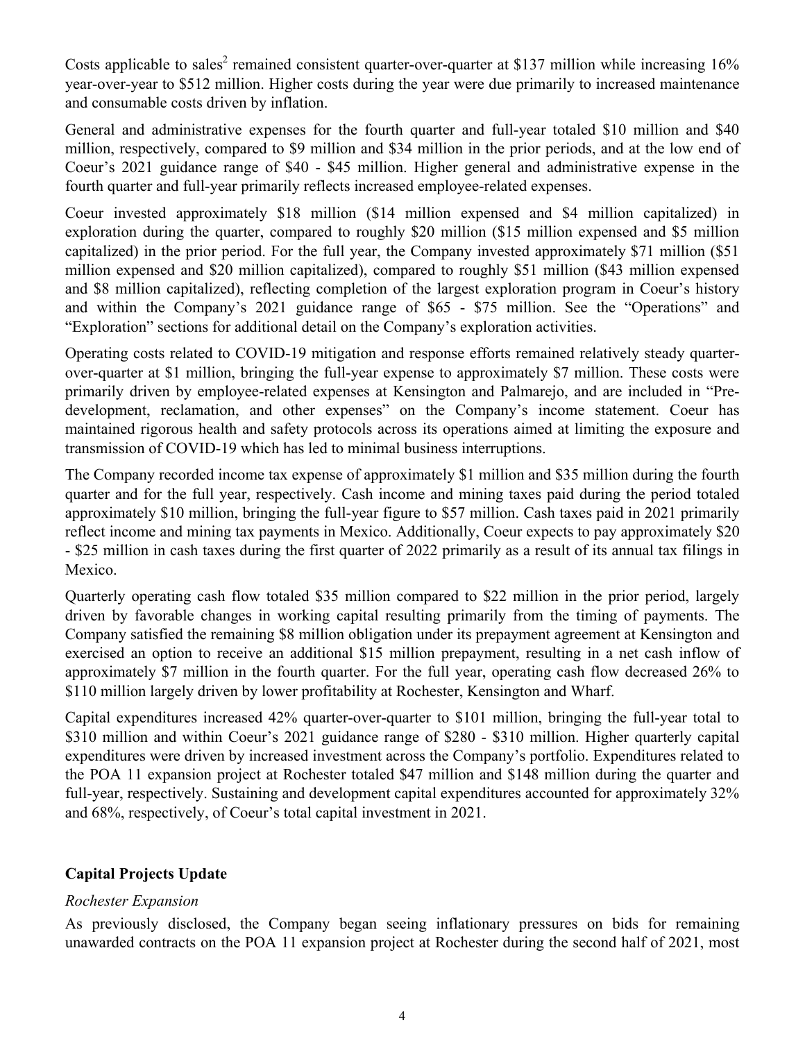Costs applicable to sales[2] remained consistent quarter-over-quarter at $137 million while increasing 16% year-over-year to $512 million. Higher costs during the year were due primarily to increased maintenance and consumable costs driven by inflation.

General and administrative expenses for the fourth quarter and full-year totaled $10 million and $40 million, respectively, compared to $9 million and $34 million in the prior periods, and at the low end of Coeur's 2021 guidance range of $40 - $45 million. Higher general and administrative expense in the fourth quarter and full-year primarily reflects increased employee-related expenses.

Coeur invested approximately $18 million ($14 million expensed and $4 million capitalized) in exploration during the quarter, compared to roughly $20 million ($15 million expensed and $5 million capitalized) in the prior period. For the full year, the Company invested approximately $71 million ($51 million expensed and $20 million capitalized), compared to roughly $51 million ($43 million expensed and $8 million capitalized), reflecting completion of the largest exploration program in Coeur's history and within the Company's 2021 guidance range of $65 - $75 million. See the "Operations" and "Exploration" sections for additional detail on the Company's exploration activities.

Operating costs related to COVID-19 mitigation and response efforts remained relatively steady quarter-over-quarter at $1 million, bringing the full-year expense to approximately $7 million. These costs were primarily driven by employee-related expenses at Kensington and Palmarejo, and are included in "Pre-development, reclamation, and other expenses" on the Company's income statement. Coeur has maintained rigorous health and safety protocols across its operations aimed at limiting the exposure and transmission of COVID-19 which has led to minimal business interruptions.

The Company recorded income tax expense of approximately $1 million and $35 million during the fourth quarter and for the full year, respectively. Cash income and mining taxes paid during the period totaled approximately $10 million, bringing the full-year figure to $57 million. Cash taxes paid in 2021 primarily reflect income and mining tax payments in Mexico. Additionally, Coeur expects to pay approximately $20 - $25 million in cash taxes during the first quarter of 2022 primarily as a result of its annual tax filings in Mexico.

Quarterly operating cash flow totaled $35 million compared to $22 million in the prior period, largely driven by favorable changes in working capital resulting primarily from the timing of payments. The Company satisfied the remaining $8 million obligation under its prepayment agreement at Kensington and exercised an option to receive an additional $15 million prepayment, resulting in a net cash inflow of approximately $7 million in the fourth quarter. For the full year, operating cash flow decreased 26% to $110 million largely driven by lower profitability at Rochester, Kensington and Wharf.

Capital expenditures increased 42% quarter-over-quarter to $101 million, bringing the full-year total to $310 million and within Coeur's 2021 guidance range of $280 - $310 million. Higher quarterly capital expenditures were driven by increased investment across the Company's portfolio. Expenditures related to the POA 11 expansion project at Rochester totaled $47 million and $148 million during the quarter and full-year, respectively. Sustaining and development capital expenditures accounted for approximately 32% and 68%, respectively, of Coeur's total capital investment in 2021.

## Capital Projects Update

*Rochester Expansion*

As previously disclosed, the Company began seeing inflationary pressures on bids for remaining unawarded contracts on the POA 11 expansion project at Rochester during the second half of 2021, most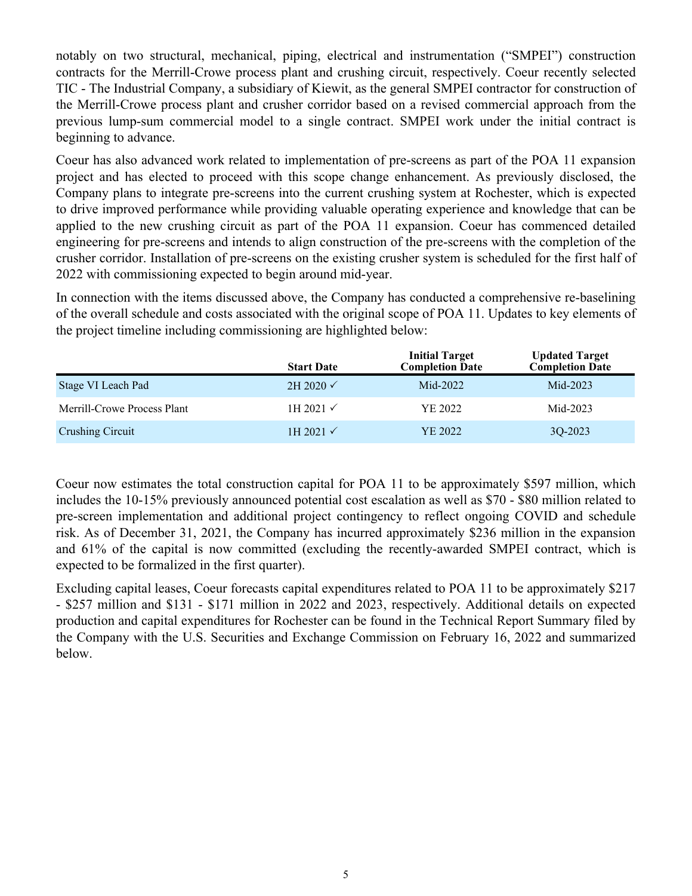notably on two structural, mechanical, piping, electrical and instrumentation ("SMPEI") construction contracts for the Merrill-Crowe process plant and crushing circuit, respectively. Coeur recently selected TIC - The Industrial Company, a subsidiary of Kiewit, as the general SMPEI contractor for construction of the Merrill-Crowe process plant and crusher corridor based on a revised commercial approach from the previous lump-sum commercial model to a single contract. SMPEI work under the initial contract is beginning to advance.

Coeur has also advanced work related to implementation of pre-screens as part of the POA 11 expansion project and has elected to proceed with this scope change enhancement. As previously disclosed, the Company plans to integrate pre-screens into the current crushing system at Rochester, which is expected to drive improved performance while providing valuable operating experience and knowledge that can be applied to the new crushing circuit as part of the POA 11 expansion. Coeur has commenced detailed engineering for pre-screens and intends to align construction of the pre-screens with the completion of the crusher corridor. Installation of pre-screens on the existing crusher system is scheduled for the first half of 2022 with commissioning expected to begin around mid-year.

In connection with the items discussed above, the Company has conducted a comprehensive re-baselining of the overall schedule and costs associated with the original scope of POA 11. Updates to key elements of the project timeline including commissioning are highlighted below:

| | Start Date | Initial Target Completion Date | Updated Target Completion Date |
|---|---|---|---|
| Stage VI Leach Pad | 2H 2020 ✓ | Mid-2022 | Mid-2023 |
| Merrill-Crowe Process Plant | 1H 2021 ✓ | YE 2022 | Mid-2023 |
| Crushing Circuit | 1H 2021 ✓ | YE 2022 | 3Q-2023 |

Coeur now estimates the total construction capital for POA 11 to be approximately $597 million, which includes the 10-15% previously announced potential cost escalation as well as $70 - $80 million related to pre-screen implementation and additional project contingency to reflect ongoing COVID and schedule risk. As of December 31, 2021, the Company has incurred approximately $236 million in the expansion and 61% of the capital is now committed (excluding the recently-awarded SMPEI contract, which is expected to be formalized in the first quarter).

Excluding capital leases, Coeur forecasts capital expenditures related to POA 11 to be approximately $217 - $257 million and $131 - $171 million in 2022 and 2023, respectively. Additional details on expected production and capital expenditures for Rochester can be found in the Technical Report Summary filed by the Company with the U.S. Securities and Exchange Commission on February 16, 2022 and summarized below.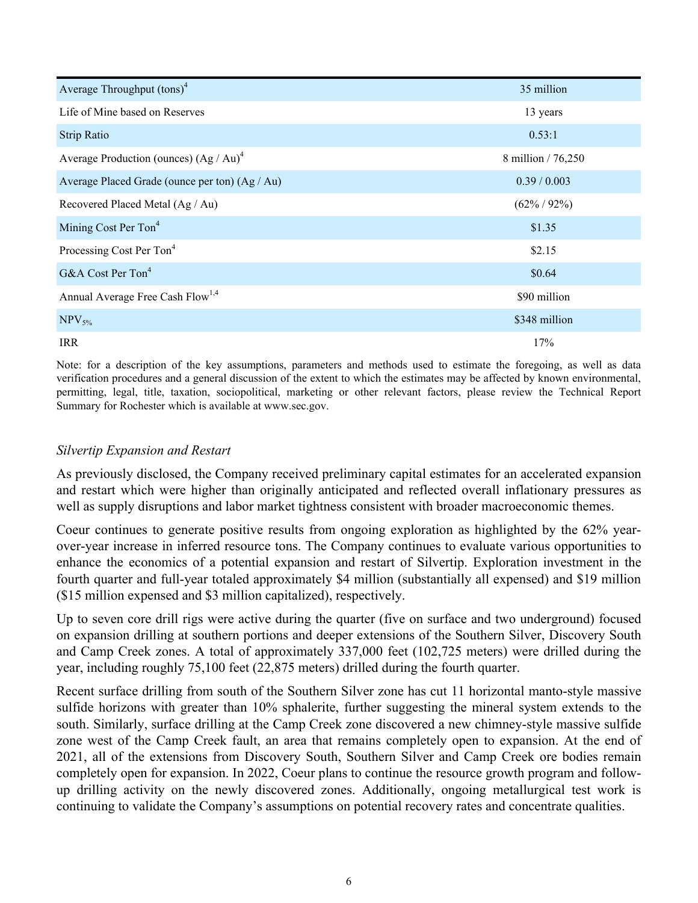| | |
|---|---|
| Average Throughput (tons)[4] | 35 million |
| Life of Mine based on Reserves | 13 years |
| Strip Ratio | 0.53:1 |
| Average Production (ounces) (Ag / Au)[4] | 8 million / 76,250 |
| Average Placed Grade (ounce per ton) (Ag / Au) | 0.39 / 0.003 |
| Recovered Placed Metal (Ag / Au) | (62% / 92%) |
| Mining Cost Per Ton[4] | $1.35 |
| Processing Cost Per Ton[4] | $2.15 |
| G&A Cost Per Ton[4] | $0.64 |
| Annual Average Free Cash Flow[1,4] | $90 million |
| $NPV_{5\%}$ | $348 million |
| IRR | 17% |

Note: for a description of the key assumptions, parameters and methods used to estimate the foregoing, as well as data verification procedures and a general discussion of the extent to which the estimates may be affected by known environmental, permitting, legal, title, taxation, sociopolitical, marketing or other relevant factors, please review the Technical Report Summary for Rochester which is available at www.sec.gov.

*Silvertip Expansion and Restart*

As previously disclosed, the Company received preliminary capital estimates for an accelerated expansion and restart which were higher than originally anticipated and reflected overall inflationary pressures as well as supply disruptions and labor market tightness consistent with broader macroeconomic themes.

Coeur continues to generate positive results from ongoing exploration as highlighted by the 62% year-over-year increase in inferred resource tons. The Company continues to evaluate various opportunities to enhance the economics of a potential expansion and restart of Silvertip. Exploration investment in the fourth quarter and full-year totaled approximately $4 million (substantially all expensed) and $19 million ($15 million expensed and $3 million capitalized), respectively.

Up to seven core drill rigs were active during the quarter (five on surface and two underground) focused on expansion drilling at southern portions and deeper extensions of the Southern Silver, Discovery South and Camp Creek zones. A total of approximately 337,000 feet (102,725 meters) were drilled during the year, including roughly 75,100 feet (22,875 meters) drilled during the fourth quarter.

Recent surface drilling from south of the Southern Silver zone has cut 11 horizontal manto-style massive sulfide horizons with greater than 10% sphalerite, further suggesting the mineral system extends to the south. Similarly, surface drilling at the Camp Creek zone discovered a new chimney-style massive sulfide zone west of the Camp Creek fault, an area that remains completely open to expansion. At the end of 2021, all of the extensions from Discovery South, Southern Silver and Camp Creek ore bodies remain completely open for expansion. In 2022, Coeur plans to continue the resource growth program and follow-up drilling activity on the newly discovered zones. Additionally, ongoing metallurgical test work is continuing to validate the Company's assumptions on potential recovery rates and concentrate qualities.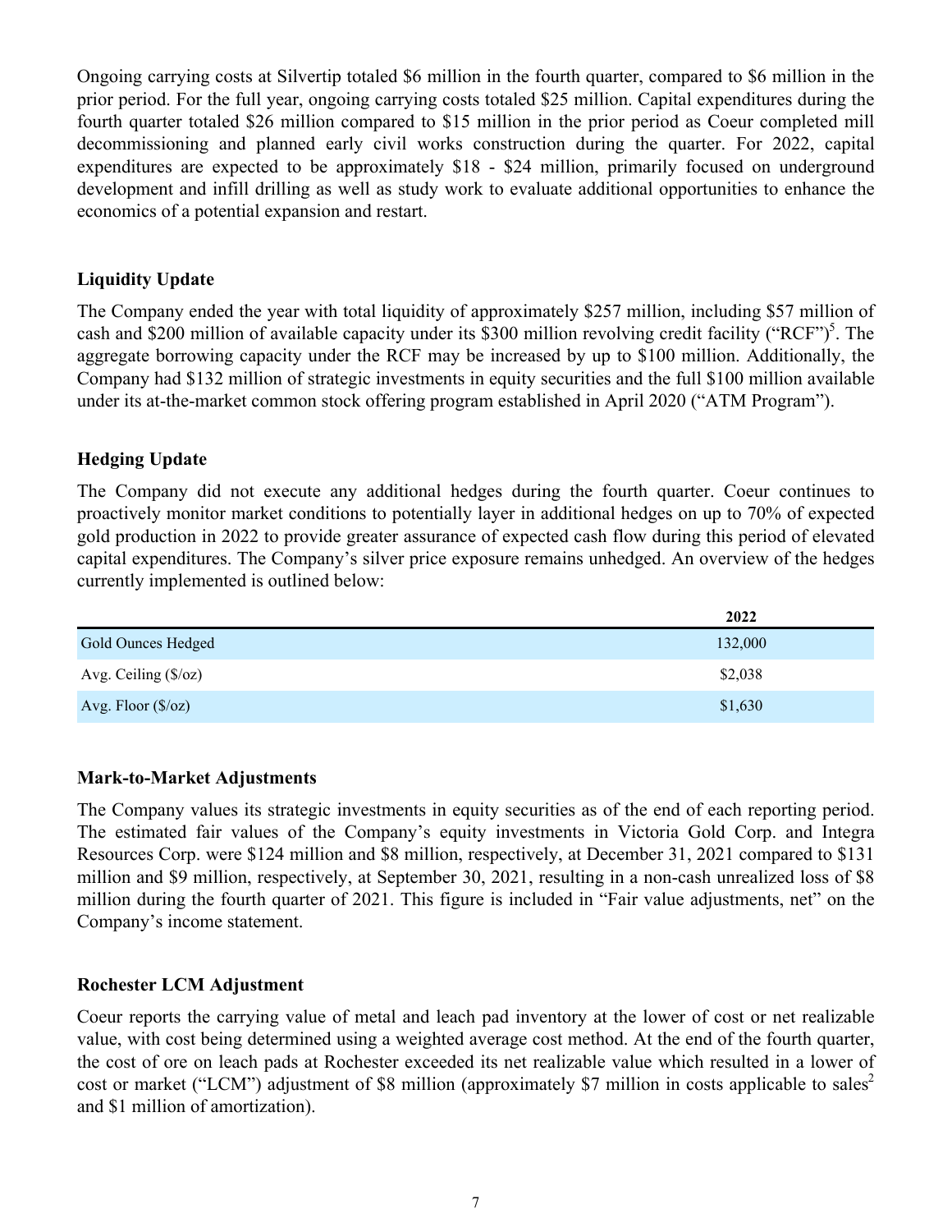Ongoing carrying costs at Silvertip totaled $6 million in the fourth quarter, compared to $6 million in the prior period. For the full year, ongoing carrying costs totaled $25 million. Capital expenditures during the fourth quarter totaled $26 million compared to $15 million in the prior period as Coeur completed mill decommissioning and planned early civil works construction during the quarter. For 2022, capital expenditures are expected to be approximately $18 - $24 million, primarily focused on underground development and infill drilling as well as study work to evaluate additional opportunities to enhance the economics of a potential expansion and restart.

## Liquidity Update

The Company ended the year with total liquidity of approximately $257 million, including $57 million of cash and $200 million of available capacity under its $300 million revolving credit facility ("RCF")[5]. The aggregate borrowing capacity under the RCF may be increased by up to $100 million. Additionally, the Company had $132 million of strategic investments in equity securities and the full $100 million available under its at-the-market common stock offering program established in April 2020 ("ATM Program").

## Hedging Update

The Company did not execute any additional hedges during the fourth quarter. Coeur continues to proactively monitor market conditions to potentially layer in additional hedges on up to 70% of expected gold production in 2022 to provide greater assurance of expected cash flow during this period of elevated capital expenditures. The Company's silver price exposure remains unhedged. An overview of the hedges currently implemented is outlined below:

| | 2022 |
|---|---|
| Gold Ounces Hedged | 132,000 |
| Avg. Ceiling ($/oz) | $2,038 |
| Avg. Floor ($/oz) | $1,630 |

## Mark-to-Market Adjustments

The Company values its strategic investments in equity securities as of the end of each reporting period. The estimated fair values of the Company's equity investments in Victoria Gold Corp. and Integra Resources Corp. were $124 million and $8 million, respectively, at December 31, 2021 compared to $131 million and $9 million, respectively, at September 30, 2021, resulting in a non-cash unrealized loss of $8 million during the fourth quarter of 2021. This figure is included in "Fair value adjustments, net" on the Company's income statement.

## Rochester LCM Adjustment

Coeur reports the carrying value of metal and leach pad inventory at the lower of cost or net realizable value, with cost being determined using a weighted average cost method. At the end of the fourth quarter, the cost of ore on leach pads at Rochester exceeded its net realizable value which resulted in a lower of cost or market ("LCM") adjustment of $8 million (approximately $7 million in costs applicable to sales[2] and $1 million of amortization).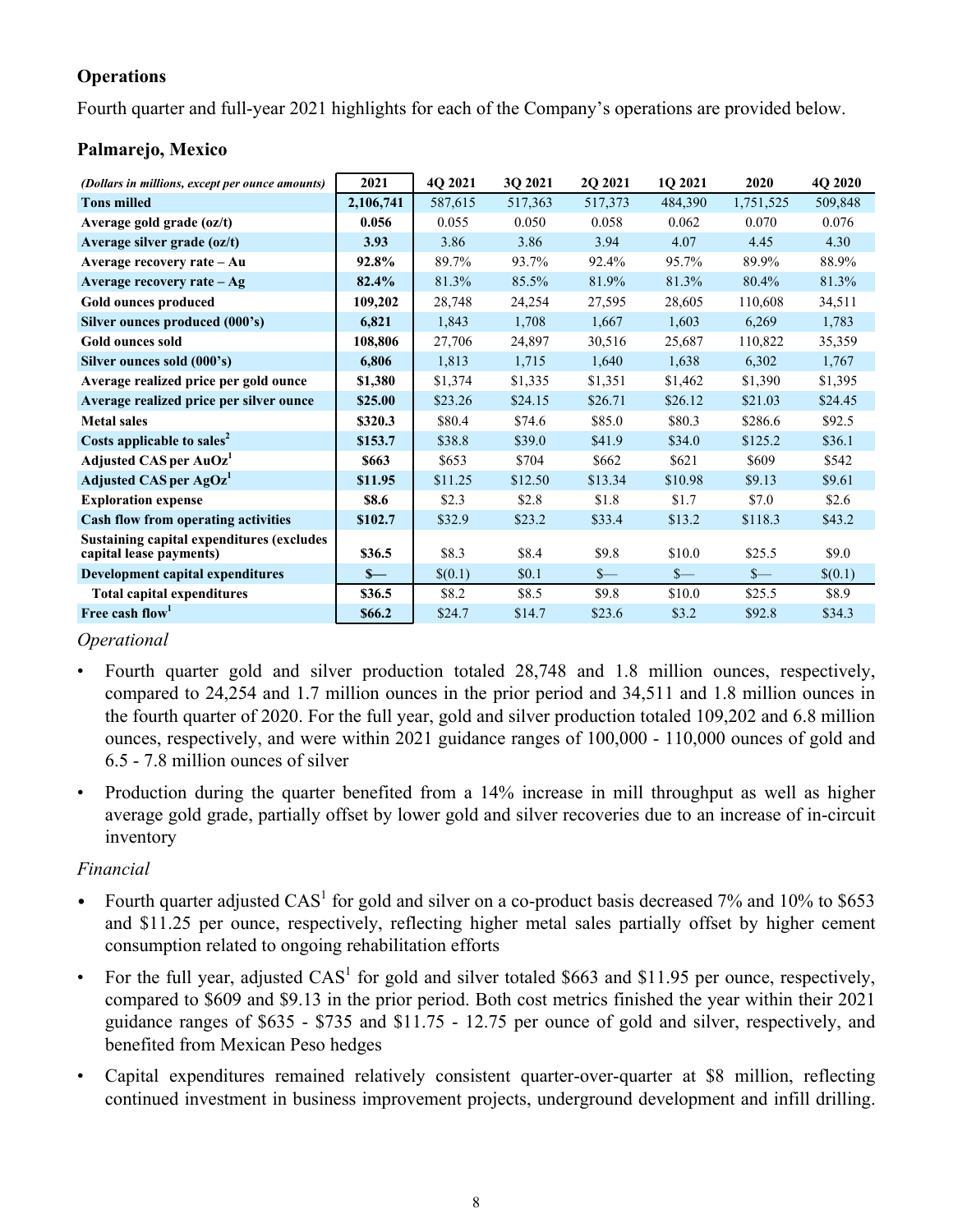## Operations

Fourth quarter and full-year 2021 highlights for each of the Company's operations are provided below.

### Palmarejo, Mexico

| *(Dollars in millions, except per ounce amounts)* | 2021 | 4Q 2021 | 3Q 2021 | 2Q 2021 | 1Q 2021 | 2020 | 4Q 2020 |
|---|---|---|---|---|---|---|---|
| **Tons milled** | **2,106,741** | 587,615 | 517,363 | 517,373 | 484,390 | 1,751,525 | 509,848 |
| **Average gold grade (oz/t)** | **0.056** | 0.055 | 0.050 | 0.058 | 0.062 | 0.070 | 0.076 |
| **Average silver grade (oz/t)** | **3.93** | 3.86 | 3.86 | 3.94 | 4.07 | 4.45 | 4.30 |
| **Average recovery rate – Au** | **92.8%** | 89.7% | 93.7% | 92.4% | 95.7% | 89.9% | 88.9% |
| **Average recovery rate – Ag** | **82.4%** | 81.3% | 85.5% | 81.9% | 81.3% | 80.4% | 81.3% |
| **Gold ounces produced** | **109,202** | 28,748 | 24,254 | 27,595 | 28,605 | 110,608 | 34,511 |
| **Silver ounces produced (000's)** | **6,821** | 1,843 | 1,708 | 1,667 | 1,603 | 6,269 | 1,783 |
| **Gold ounces sold** | **108,806** | 27,706 | 24,897 | 30,516 | 25,687 | 110,822 | 35,359 |
| **Silver ounces sold (000's)** | **6,806** | 1,813 | 1,715 | 1,640 | 1,638 | 6,302 | 1,767 |
| **Average realized price per gold ounce** | **$1,380** | $1,374 | $1,335 | $1,351 | $1,462 | $1,390 | $1,395 |
| **Average realized price per silver ounce** | **$25.00** | $23.26 | $24.15 | $26.71 | $26.12 | $21.03 | $24.45 |
| **Metal sales** | **$320.3** | $80.4 | $74.6 | $85.0 | $80.3 | $286.6 | $92.5 |
| **Costs applicable to sales[2]** | **$153.7** | $38.8 | $39.0 | $41.9 | $34.0 | $125.2 | $36.1 |
| **Adjusted CAS per AuOz[1]** | **$663** | $653 | $704 | $662 | $621 | $609 | $542 |
| **Adjusted CAS per AgOz[1]** | **$11.95** | $11.25 | $12.50 | $13.34 | $10.98 | $9.13 | $9.61 |
| **Exploration expense** | **$8.6** | $2.3 | $2.8 | $1.8 | $1.7 | $7.0 | $2.6 |
| **Cash flow from operating activities** | **$102.7** | $32.9 | $23.2 | $33.4 | $13.2 | $118.3 | $43.2 |
| **Sustaining capital expenditures (excludes capital lease payments)** | **$36.5** | $8.3 | $8.4 | $9.8 | $10.0 | $25.5 | $9.0 |
| **Development capital expenditures** | **$—** | $(0.1) | $0.1 | $— | $— | $— | $(0.1) |
| **Total capital expenditures** | **$36.5** | $8.2 | $8.5 | $9.8 | $10.0 | $25.5 | $8.9 |
| **Free cash flow[1]** | **$66.2** | $24.7 | $14.7 | $23.6 | $3.2 | $92.8 | $34.3 |

*Operational*

- Fourth quarter gold and silver production totaled 28,748 and 1.8 million ounces, respectively, compared to 24,254 and 1.7 million ounces in the prior period and 34,511 and 1.8 million ounces in the fourth quarter of 2020. For the full year, gold and silver production totaled 109,202 and 6.8 million ounces, respectively, and were within 2021 guidance ranges of 100,000 - 110,000 ounces of gold and 6.5 - 7.8 million ounces of silver
- Production during the quarter benefited from a 14% increase in mill throughput as well as higher average gold grade, partially offset by lower gold and silver recoveries due to an increase of in-circuit inventory

*Financial*

- Fourth quarter adjusted CAS[1] for gold and silver on a co-product basis decreased 7% and 10% to $653 and $11.25 per ounce, respectively, reflecting higher metal sales partially offset by higher cement consumption related to ongoing rehabilitation efforts
- For the full year, adjusted CAS[1] for gold and silver totaled $663 and $11.95 per ounce, respectively, compared to $609 and $9.13 in the prior period. Both cost metrics finished the year within their 2021 guidance ranges of $635 - $735 and $11.75 - 12.75 per ounce of gold and silver, respectively, and benefited from Mexican Peso hedges
- Capital expenditures remained relatively consistent quarter-over-quarter at $8 million, reflecting continued investment in business improvement projects, underground development and infill drilling.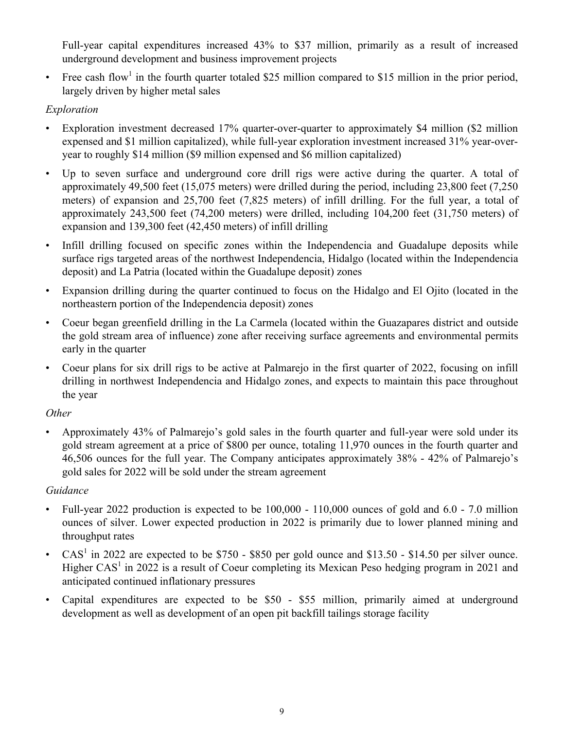Full-year capital expenditures increased 43% to $37 million, primarily as a result of increased underground development and business improvement projects

- Free cash flow[1] in the fourth quarter totaled $25 million compared to $15 million in the prior period, largely driven by higher metal sales

*Exploration*

- Exploration investment decreased 17% quarter-over-quarter to approximately $4 million ($2 million expensed and $1 million capitalized), while full-year exploration investment increased 31% year-over-year to roughly $14 million ($9 million expensed and $6 million capitalized)
- Up to seven surface and underground core drill rigs were active during the quarter. A total of approximately 49,500 feet (15,075 meters) were drilled during the period, including 23,800 feet (7,250 meters) of expansion and 25,700 feet (7,825 meters) of infill drilling. For the full year, a total of approximately 243,500 feet (74,200 meters) were drilled, including 104,200 feet (31,750 meters) of expansion and 139,300 feet (42,450 meters) of infill drilling
- Infill drilling focused on specific zones within the Independencia and Guadalupe deposits while surface rigs targeted areas of the northwest Independencia, Hidalgo (located within the Independencia deposit) and La Patria (located within the Guadalupe deposit) zones
- Expansion drilling during the quarter continued to focus on the Hidalgo and El Ojito (located in the northeastern portion of the Independencia deposit) zones
- Coeur began greenfield drilling in the La Carmela (located within the Guazapares district and outside the gold stream area of influence) zone after receiving surface agreements and environmental permits early in the quarter
- Coeur plans for six drill rigs to be active at Palmarejo in the first quarter of 2022, focusing on infill drilling in northwest Independencia and Hidalgo zones, and expects to maintain this pace throughout the year

*Other*

- Approximately 43% of Palmarejo's gold sales in the fourth quarter and full-year were sold under its gold stream agreement at a price of $800 per ounce, totaling 11,970 ounces in the fourth quarter and 46,506 ounces for the full year. The Company anticipates approximately 38% - 42% of Palmarejo's gold sales for 2022 will be sold under the stream agreement

*Guidance*

- Full-year 2022 production is expected to be 100,000 - 110,000 ounces of gold and 6.0 - 7.0 million ounces of silver. Lower expected production in 2022 is primarily due to lower planned mining and throughput rates
- CAS[1] in 2022 are expected to be $750 - $850 per gold ounce and $13.50 - $14.50 per silver ounce. Higher CAS[1] in 2022 is a result of Coeur completing its Mexican Peso hedging program in 2021 and anticipated continued inflationary pressures
- Capital expenditures are expected to be $50 - $55 million, primarily aimed at underground development as well as development of an open pit backfill tailings storage facility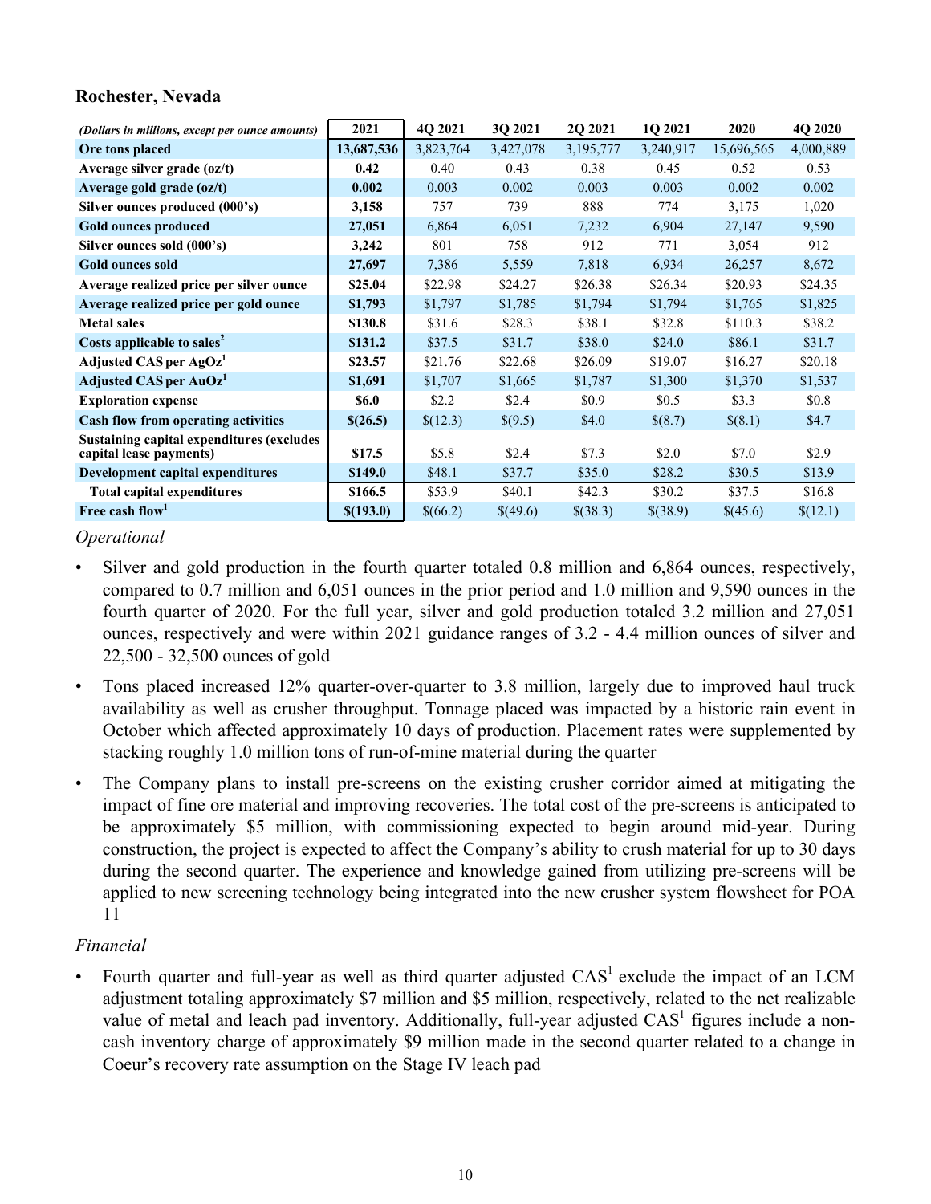### Rochester, Nevada

| *(Dollars in millions, except per ounce amounts)* | 2021 | 4Q 2021 | 3Q 2021 | 2Q 2021 | 1Q 2021 | 2020 | 4Q 2020 |
|---|---|---|---|---|---|---|---|
| **Ore tons placed** | **13,687,536** | 3,823,764 | 3,427,078 | 3,195,777 | 3,240,917 | 15,696,565 | 4,000,889 |
| **Average silver grade (oz/t)** | **0.42** | 0.40 | 0.43 | 0.38 | 0.45 | 0.52 | 0.53 |
| **Average gold grade (oz/t)** | **0.002** | 0.003 | 0.002 | 0.003 | 0.003 | 0.002 | 0.002 |
| **Silver ounces produced (000's)** | **3,158** | 757 | 739 | 888 | 774 | 3,175 | 1,020 |
| **Gold ounces produced** | **27,051** | 6,864 | 6,051 | 7,232 | 6,904 | 27,147 | 9,590 |
| **Silver ounces sold (000's)** | **3,242** | 801 | 758 | 912 | 771 | 3,054 | 912 |
| **Gold ounces sold** | **27,697** | 7,386 | 5,559 | 7,818 | 6,934 | 26,257 | 8,672 |
| **Average realized price per silver ounce** | **$25.04** | $22.98 | $24.27 | $26.38 | $26.34 | $20.93 | $24.35 |
| **Average realized price per gold ounce** | **$1,793** | $1,797 | $1,785 | $1,794 | $1,794 | $1,765 | $1,825 |
| **Metal sales** | **$130.8** | $31.6 | $28.3 | $38.1 | $32.8 | $110.3 | $38.2 |
| **Costs applicable to sales[2]** | **$131.2** | $37.5 | $31.7 | $38.0 | $24.0 | $86.1 | $31.7 |
| **Adjusted CAS per AgOz[1]** | **$23.57** | $21.76 | $22.68 | $26.09 | $19.07 | $16.27 | $20.18 |
| **Adjusted CAS per AuOz[1]** | **$1,691** | $1,707 | $1,665 | $1,787 | $1,300 | $1,370 | $1,537 |
| **Exploration expense** | **$6.0** | $2.2 | $2.4 | $0.9 | $0.5 | $3.3 | $0.8 |
| **Cash flow from operating activities** | **$(26.5)** | $(12.3) | $(9.5) | $4.0 | $(8.7) | $(8.1) | $4.7 |
| **Sustaining capital expenditures (excludes capital lease payments)** | **$17.5** | $5.8 | $2.4 | $7.3 | $2.0 | $7.0 | $2.9 |
| **Development capital expenditures** | **$149.0** | $48.1 | $37.7 | $35.0 | $28.2 | $30.5 | $13.9 |
| **Total capital expenditures** | **$166.5** | $53.9 | $40.1 | $42.3 | $30.2 | $37.5 | $16.8 |
| **Free cash flow[1]** | **$(193.0)** | $(66.2) | $(49.6) | $(38.3) | $(38.9) | $(45.6) | $(12.1) |

*Operational*

- Silver and gold production in the fourth quarter totaled 0.8 million and 6,864 ounces, respectively, compared to 0.7 million and 6,051 ounces in the prior period and 1.0 million and 9,590 ounces in the fourth quarter of 2020. For the full year, silver and gold production totaled 3.2 million and 27,051 ounces, respectively and were within 2021 guidance ranges of 3.2 - 4.4 million ounces of silver and 22,500 - 32,500 ounces of gold
- Tons placed increased 12% quarter-over-quarter to 3.8 million, largely due to improved haul truck availability as well as crusher throughput. Tonnage placed was impacted by a historic rain event in October which affected approximately 10 days of production. Placement rates were supplemented by stacking roughly 1.0 million tons of run-of-mine material during the quarter
- The Company plans to install pre-screens on the existing crusher corridor aimed at mitigating the impact of fine ore material and improving recoveries. The total cost of the pre-screens is anticipated to be approximately $5 million, with commissioning expected to begin around mid-year. During construction, the project is expected to affect the Company's ability to crush material for up to 30 days during the second quarter. The experience and knowledge gained from utilizing pre-screens will be applied to new screening technology being integrated into the new crusher system flowsheet for POA 11

*Financial*

- Fourth quarter and full-year as well as third quarter adjusted CAS[1] exclude the impact of an LCM adjustment totaling approximately $7 million and $5 million, respectively, related to the net realizable value of metal and leach pad inventory. Additionally, full-year adjusted CAS[1] figures include a non-cash inventory charge of approximately $9 million made in the second quarter related to a change in Coeur's recovery rate assumption on the Stage IV leach pad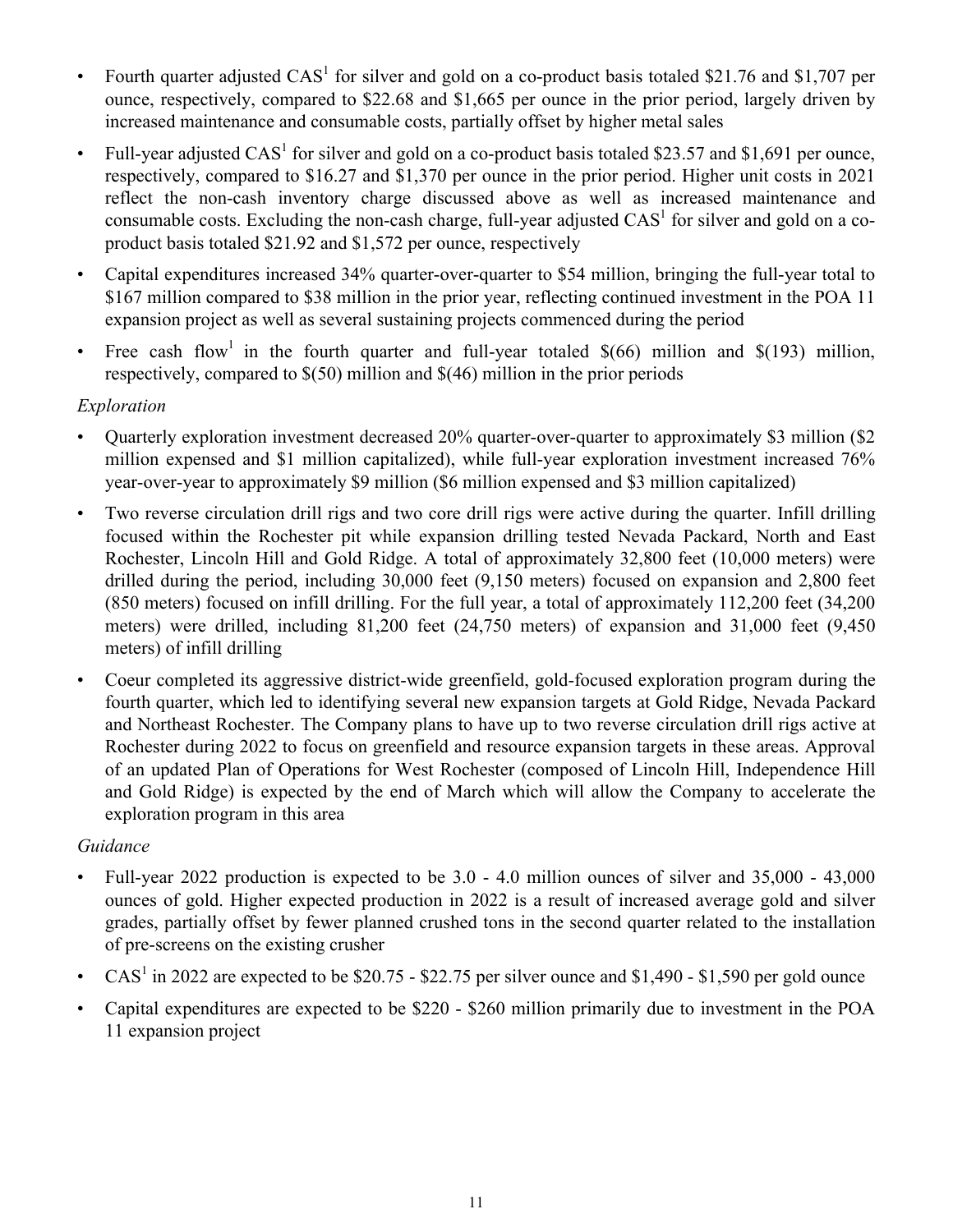- Fourth quarter adjusted CAS[1] for silver and gold on a co-product basis totaled $21.76 and $1,707 per ounce, respectively, compared to $22.68 and $1,665 per ounce in the prior period, largely driven by increased maintenance and consumable costs, partially offset by higher metal sales
- Full-year adjusted CAS[1] for silver and gold on a co-product basis totaled $23.57 and $1,691 per ounce, respectively, compared to $16.27 and $1,370 per ounce in the prior period. Higher unit costs in 2021 reflect the non-cash inventory charge discussed above as well as increased maintenance and consumable costs. Excluding the non-cash charge, full-year adjusted CAS[1] for silver and gold on a co-product basis totaled $21.92 and $1,572 per ounce, respectively
- Capital expenditures increased 34% quarter-over-quarter to $54 million, bringing the full-year total to $167 million compared to $38 million in the prior year, reflecting continued investment in the POA 11 expansion project as well as several sustaining projects commenced during the period
- Free cash flow[1] in the fourth quarter and full-year totaled $(66) million and $(193) million, respectively, compared to $(50) million and $(46) million in the prior periods

*Exploration*

- Quarterly exploration investment decreased 20% quarter-over-quarter to approximately $3 million ($2 million expensed and $1 million capitalized), while full-year exploration investment increased 76% year-over-year to approximately $9 million ($6 million expensed and $3 million capitalized)
- Two reverse circulation drill rigs and two core drill rigs were active during the quarter. Infill drilling focused within the Rochester pit while expansion drilling tested Nevada Packard, North and East Rochester, Lincoln Hill and Gold Ridge. A total of approximately 32,800 feet (10,000 meters) were drilled during the period, including 30,000 feet (9,150 meters) focused on expansion and 2,800 feet (850 meters) focused on infill drilling. For the full year, a total of approximately 112,200 feet (34,200 meters) were drilled, including 81,200 feet (24,750 meters) of expansion and 31,000 feet (9,450 meters) of infill drilling
- Coeur completed its aggressive district-wide greenfield, gold-focused exploration program during the fourth quarter, which led to identifying several new expansion targets at Gold Ridge, Nevada Packard and Northeast Rochester. The Company plans to have up to two reverse circulation drill rigs active at Rochester during 2022 to focus on greenfield and resource expansion targets in these areas. Approval of an updated Plan of Operations for West Rochester (composed of Lincoln Hill, Independence Hill and Gold Ridge) is expected by the end of March which will allow the Company to accelerate the exploration program in this area

*Guidance*

- Full-year 2022 production is expected to be 3.0 - 4.0 million ounces of silver and 35,000 - 43,000 ounces of gold. Higher expected production in 2022 is a result of increased average gold and silver grades, partially offset by fewer planned crushed tons in the second quarter related to the installation of pre-screens on the existing crusher
- CAS[1] in 2022 are expected to be $20.75 - $22.75 per silver ounce and $1,490 - $1,590 per gold ounce
- Capital expenditures are expected to be $220 - $260 million primarily due to investment in the POA 11 expansion project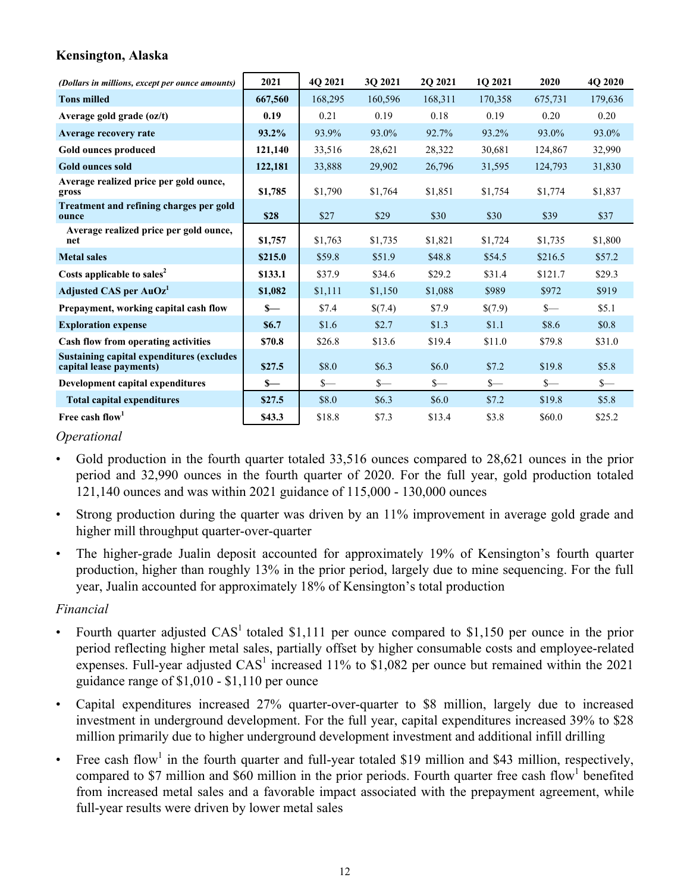### Kensington, Alaska

| *(Dollars in millions, except per ounce amounts)* | 2021 | 4Q 2021 | 3Q 2021 | 2Q 2021 | 1Q 2021 | 2020 | 4Q 2020 |
|---|---|---|---|---|---|---|---|
| **Tons milled** | **667,560** | 168,295 | 160,596 | 168,311 | 170,358 | 675,731 | 179,636 |
| **Average gold grade (oz/t)** | **0.19** | 0.21 | 0.19 | 0.18 | 0.19 | 0.20 | 0.20 |
| **Average recovery rate** | **93.2%** | 93.9% | 93.0% | 92.7% | 93.2% | 93.0% | 93.0% |
| **Gold ounces produced** | **121,140** | 33,516 | 28,621 | 28,322 | 30,681 | 124,867 | 32,990 |
| **Gold ounces sold** | **122,181** | 33,888 | 29,902 | 26,796 | 31,595 | 124,793 | 31,830 |
| **Average realized price per gold ounce, gross** | **$1,785** | $1,790 | $1,764 | $1,851 | $1,754 | $1,774 | $1,837 |
| **Treatment and refining charges per gold ounce** | **$28** | $27 | $29 | $30 | $30 | $39 | $37 |
| **Average realized price per gold ounce, net** | **$1,757** | $1,763 | $1,735 | $1,821 | $1,724 | $1,735 | $1,800 |
| **Metal sales** | **$215.0** | $59.8 | $51.9 | $48.8 | $54.5 | $216.5 | $57.2 |
| **Costs applicable to sales[2]** | **$133.1** | $37.9 | $34.6 | $29.2 | $31.4 | $121.7 | $29.3 |
| **Adjusted CAS per AuOz[1]** | **$1,082** | $1,111 | $1,150 | $1,088 | $989 | $972 | $919 |
| **Prepayment, working capital cash flow** | **$—** | $7.4 | $(7.4) | $7.9 | $(7.9) | $— | $5.1 |
| **Exploration expense** | **$6.7** | $1.6 | $2.7 | $1.3 | $1.1 | $8.6 | $0.8 |
| **Cash flow from operating activities** | **$70.8** | $26.8 | $13.6 | $19.4 | $11.0 | $79.8 | $31.0 |
| **Sustaining capital expenditures (excludes capital lease payments)** | **$27.5** | $8.0 | $6.3 | $6.0 | $7.2 | $19.8 | $5.8 |
| **Development capital expenditures** | **$—** | $— | $— | $— | $— | $— | $— |
| **Total capital expenditures** | **$27.5** | $8.0 | $6.3 | $6.0 | $7.2 | $19.8 | $5.8 |
| **Free cash flow[1]** | **$43.3** | $18.8 | $7.3 | $13.4 | $3.8 | $60.0 | $25.2 |

*Operational*

- Gold production in the fourth quarter totaled 33,516 ounces compared to 28,621 ounces in the prior period and 32,990 ounces in the fourth quarter of 2020. For the full year, gold production totaled 121,140 ounces and was within 2021 guidance of 115,000 - 130,000 ounces
- Strong production during the quarter was driven by an 11% improvement in average gold grade and higher mill throughput quarter-over-quarter
- The higher-grade Jualin deposit accounted for approximately 19% of Kensington's fourth quarter production, higher than roughly 13% in the prior period, largely due to mine sequencing. For the full year, Jualin accounted for approximately 18% of Kensington's total production

*Financial*

- Fourth quarter adjusted CAS[1] totaled $1,111 per ounce compared to $1,150 per ounce in the prior period reflecting higher metal sales, partially offset by higher consumable costs and employee-related expenses. Full-year adjusted CAS[1] increased 11% to $1,082 per ounce but remained within the 2021 guidance range of $1,010 - $1,110 per ounce
- Capital expenditures increased 27% quarter-over-quarter to $8 million, largely due to increased investment in underground development. For the full year, capital expenditures increased 39% to $28 million primarily due to higher underground development investment and additional infill drilling
- Free cash flow[1] in the fourth quarter and full-year totaled $19 million and $43 million, respectively, compared to $7 million and $60 million in the prior periods. Fourth quarter free cash flow[1] benefited from increased metal sales and a favorable impact associated with the prepayment agreement, while full-year results were driven by lower metal sales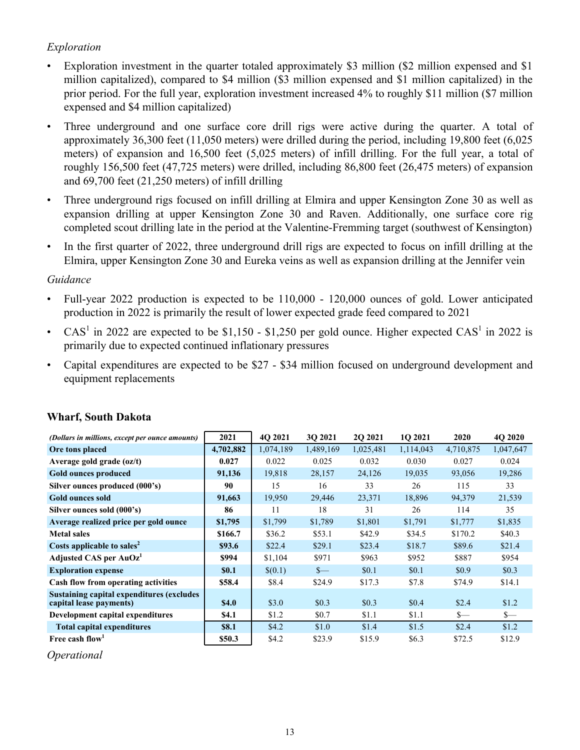*Exploration*

- Exploration investment in the quarter totaled approximately \$3 million (\$2 million expensed and \$1 million capitalized), compared to \$4 million (\$3 million expensed and \$1 million capitalized) in the prior period. For the full year, exploration investment increased 4% to roughly \$11 million (\$7 million expensed and \$4 million capitalized)
- Three underground and one surface core drill rigs were active during the quarter. A total of approximately 36,300 feet (11,050 meters) were drilled during the period, including 19,800 feet (6,025 meters) of expansion and 16,500 feet (5,025 meters) of infill drilling. For the full year, a total of roughly 156,500 feet (47,725 meters) were drilled, including 86,800 feet (26,475 meters) of expansion and 69,700 feet (21,250 meters) of infill drilling
- Three underground rigs focused on infill drilling at Elmira and upper Kensington Zone 30 as well as expansion drilling at upper Kensington Zone 30 and Raven. Additionally, one surface core rig completed scout drilling late in the period at the Valentine-Fremming target (southwest of Kensington)
- In the first quarter of 2022, three underground drill rigs are expected to focus on infill drilling at the Elmira, upper Kensington Zone 30 and Eureka veins as well as expansion drilling at the Jennifer vein

*Guidance*

- Full-year 2022 production is expected to be 110,000 - 120,000 ounces of gold. Lower anticipated production in 2022 is primarily the result of lower expected grade feed compared to 2021
- CAS[1] in 2022 are expected to be \$1,150 - \$1,250 per gold ounce. Higher expected CAS[1] in 2022 is primarily due to expected continued inflationary pressures
- Capital expenditures are expected to be \$27 - \$34 million focused on underground development and equipment replacements

### Wharf, South Dakota

| *(Dollars in millions, except per ounce amounts)* | 2021 | 4Q 2021 | 3Q 2021 | 2Q 2021 | 1Q 2021 | 2020 | 4Q 2020 |
|---|---|---|---|---|---|---|---|
| **Ore tons placed** | **4,702,882** | 1,074,189 | 1,489,169 | 1,025,481 | 1,114,043 | 4,710,875 | 1,047,647 |
| **Average gold grade (oz/t)** | **0.027** | 0.022 | 0.025 | 0.032 | 0.030 | 0.027 | 0.024 |
| **Gold ounces produced** | **91,136** | 19,818 | 28,157 | 24,126 | 19,035 | 93,056 | 19,286 |
| **Silver ounces produced (000's)** | **90** | 15 | 16 | 33 | 26 | 115 | 33 |
| **Gold ounces sold** | **91,663** | 19,950 | 29,446 | 23,371 | 18,896 | 94,379 | 21,539 |
| **Silver ounces sold (000's)** | **86** | 11 | 18 | 31 | 26 | 114 | 35 |
| **Average realized price per gold ounce** | **\$1,795** | \$1,799 | \$1,789 | \$1,801 | \$1,791 | \$1,777 | \$1,835 |
| **Metal sales** | **\$166.7** | \$36.2 | \$53.1 | \$42.9 | \$34.5 | \$170.2 | \$40.3 |
| **Costs applicable to sales[2]** | **\$93.6** | \$22.4 | \$29.1 | \$23.4 | \$18.7 | \$89.6 | \$21.4 |
| **Adjusted CAS per AuOz[1]** | **\$994** | \$1,104 | \$971 | \$963 | \$952 | \$887 | \$954 |
| **Exploration expense** | **\$0.1** | \$(0.1) | \$— | \$0.1 | \$0.1 | \$0.9 | \$0.3 |
| **Cash flow from operating activities** | **\$58.4** | \$8.4 | \$24.9 | \$17.3 | \$7.8 | \$74.9 | \$14.1 |
| **Sustaining capital expenditures (excludes capital lease payments)** | **\$4.0** | \$3.0 | \$0.3 | \$0.3 | \$0.4 | \$2.4 | \$1.2 |
| **Development capital expenditures** | **\$4.1** | \$1.2 | \$0.7 | \$1.1 | \$1.1 | \$— | \$— |
| **Total capital expenditures** | **\$8.1** | \$4.2 | \$1.0 | \$1.4 | \$1.5 | \$2.4 | \$1.2 |
| **Free cash flow[1]** | **\$50.3** | \$4.2 | \$23.9 | \$15.9 | \$6.3 | \$72.5 | \$12.9 |

*Operational*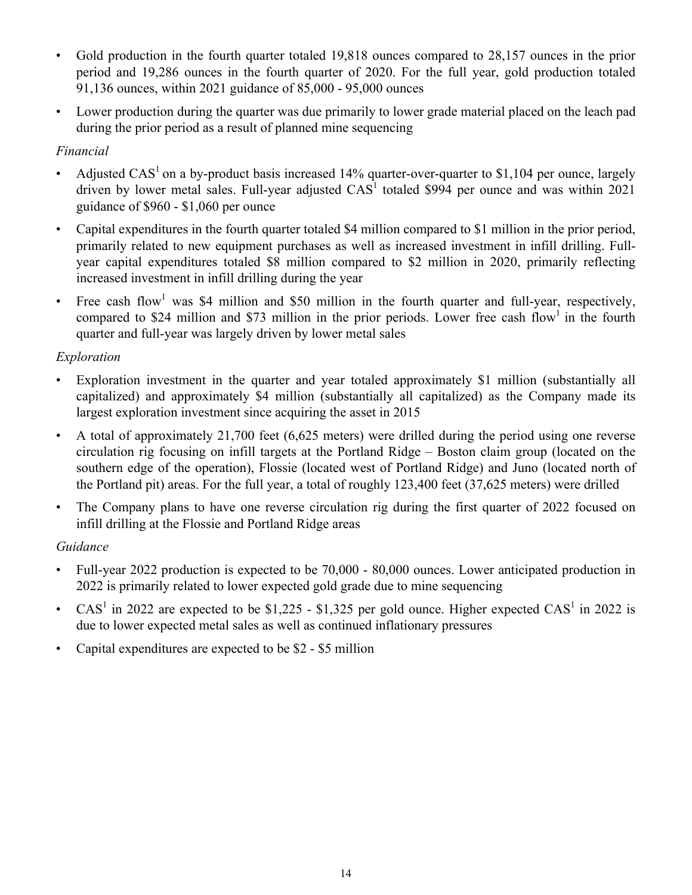- Gold production in the fourth quarter totaled 19,818 ounces compared to 28,157 ounces in the prior period and 19,286 ounces in the fourth quarter of 2020. For the full year, gold production totaled 91,136 ounces, within 2021 guidance of 85,000 - 95,000 ounces
- Lower production during the quarter was due primarily to lower grade material placed on the leach pad during the prior period as a result of planned mine sequencing

*Financial*

- Adjusted CAS[1] on a by-product basis increased 14% quarter-over-quarter to $1,104 per ounce, largely driven by lower metal sales. Full-year adjusted CAS[1] totaled $994 per ounce and was within 2021 guidance of $960 - $1,060 per ounce
- Capital expenditures in the fourth quarter totaled $4 million compared to $1 million in the prior period, primarily related to new equipment purchases as well as increased investment in infill drilling. Full-year capital expenditures totaled $8 million compared to $2 million in 2020, primarily reflecting increased investment in infill drilling during the year
- Free cash flow[1] was $4 million and $50 million in the fourth quarter and full-year, respectively, compared to $24 million and $73 million in the prior periods. Lower free cash flow[1] in the fourth quarter and full-year was largely driven by lower metal sales

*Exploration*

- Exploration investment in the quarter and year totaled approximately $1 million (substantially all capitalized) and approximately $4 million (substantially all capitalized) as the Company made its largest exploration investment since acquiring the asset in 2015
- A total of approximately 21,700 feet (6,625 meters) were drilled during the period using one reverse circulation rig focusing on infill targets at the Portland Ridge – Boston claim group (located on the southern edge of the operation), Flossie (located west of Portland Ridge) and Juno (located north of the Portland pit) areas. For the full year, a total of roughly 123,400 feet (37,625 meters) were drilled
- The Company plans to have one reverse circulation rig during the first quarter of 2022 focused on infill drilling at the Flossie and Portland Ridge areas

*Guidance*

- Full-year 2022 production is expected to be 70,000 - 80,000 ounces. Lower anticipated production in 2022 is primarily related to lower expected gold grade due to mine sequencing
- CAS[1] in 2022 are expected to be $1,225 - $1,325 per gold ounce. Higher expected CAS[1] in 2022 is due to lower expected metal sales as well as continued inflationary pressures
- Capital expenditures are expected to be $2 - $5 million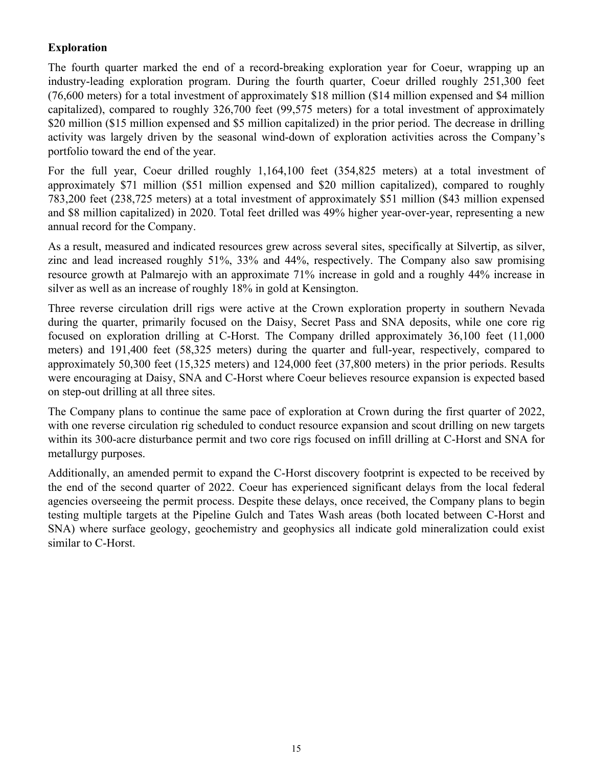**Exploration**

The fourth quarter marked the end of a record-breaking exploration year for Coeur, wrapping up an industry-leading exploration program. During the fourth quarter, Coeur drilled roughly 251,300 feet (76,600 meters) for a total investment of approximately $18 million ($14 million expensed and $4 million capitalized), compared to roughly 326,700 feet (99,575 meters) for a total investment of approximately $20 million ($15 million expensed and $5 million capitalized) in the prior period. The decrease in drilling activity was largely driven by the seasonal wind-down of exploration activities across the Company's portfolio toward the end of the year.

For the full year, Coeur drilled roughly 1,164,100 feet (354,825 meters) at a total investment of approximately $71 million ($51 million expensed and $20 million capitalized), compared to roughly 783,200 feet (238,725 meters) at a total investment of approximately $51 million ($43 million expensed and $8 million capitalized) in 2020. Total feet drilled was 49% higher year-over-year, representing a new annual record for the Company.

As a result, measured and indicated resources grew across several sites, specifically at Silvertip, as silver, zinc and lead increased roughly 51%, 33% and 44%, respectively. The Company also saw promising resource growth at Palmarejo with an approximate 71% increase in gold and a roughly 44% increase in silver as well as an increase of roughly 18% in gold at Kensington.

Three reverse circulation drill rigs were active at the Crown exploration property in southern Nevada during the quarter, primarily focused on the Daisy, Secret Pass and SNA deposits, while one core rig focused on exploration drilling at C-Horst. The Company drilled approximately 36,100 feet (11,000 meters) and 191,400 feet (58,325 meters) during the quarter and full-year, respectively, compared to approximately 50,300 feet (15,325 meters) and 124,000 feet (37,800 meters) in the prior periods. Results were encouraging at Daisy, SNA and C-Horst where Coeur believes resource expansion is expected based on step-out drilling at all three sites.

The Company plans to continue the same pace of exploration at Crown during the first quarter of 2022, with one reverse circulation rig scheduled to conduct resource expansion and scout drilling on new targets within its 300-acre disturbance permit and two core rigs focused on infill drilling at C-Horst and SNA for metallurgy purposes.

Additionally, an amended permit to expand the C-Horst discovery footprint is expected to be received by the end of the second quarter of 2022. Coeur has experienced significant delays from the local federal agencies overseeing the permit process. Despite these delays, once received, the Company plans to begin testing multiple targets at the Pipeline Gulch and Tates Wash areas (both located between C-Horst and SNA) where surface geology, geochemistry and geophysics all indicate gold mineralization could exist similar to C-Horst.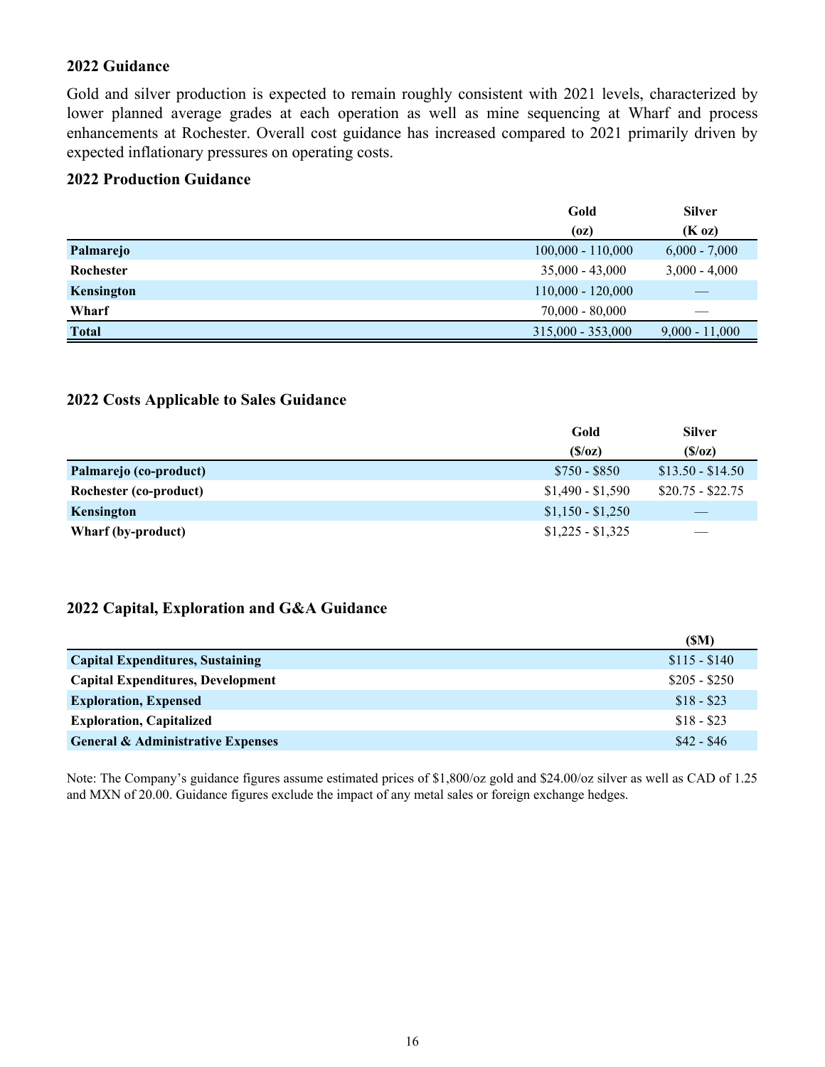## 2022 Guidance

Gold and silver production is expected to remain roughly consistent with 2021 levels, characterized by lower planned average grades at each operation as well as mine sequencing at Wharf and process enhancements at Rochester. Overall cost guidance has increased compared to 2021 primarily driven by expected inflationary pressures on operating costs.

### 2022 Production Guidance

| | Gold (oz) | Silver (K oz) |
|---|---|---|
| **Palmarejo** | 100,000 - 110,000 | 6,000 - 7,000 |
| **Rochester** | 35,000 - 43,000 | 3,000 - 4,000 |
| **Kensington** | 110,000 - 120,000 | — |
| **Wharf** | 70,000 - 80,000 | — |
| **Total** | 315,000 - 353,000 | 9,000 - 11,000 |

### 2022 Costs Applicable to Sales Guidance

| | Gold ($/oz) | Silver ($/oz) |
|---|---|---|
| **Palmarejo (co-product)** | $750 - $850 | $13.50 - $14.50 |
| **Rochester (co-product)** | $1,490 - $1,590 | $20.75 - $22.75 |
| **Kensington** | $1,150 - $1,250 | — |
| **Wharf (by-product)** | $1,225 - $1,325 | — |

### 2022 Capital, Exploration and G&A Guidance

| | ($M) |
|---|---|
| **Capital Expenditures, Sustaining** | $115 - $140 |
| **Capital Expenditures, Development** | $205 - $250 |
| **Exploration, Expensed** | $18 - $23 |
| **Exploration, Capitalized** | $18 - $23 |
| **General & Administrative Expenses** | $42 - $46 |

Note: The Company's guidance figures assume estimated prices of $1,800/oz gold and $24.00/oz silver as well as CAD of 1.25 and MXN of 20.00. Guidance figures exclude the impact of any metal sales or foreign exchange hedges.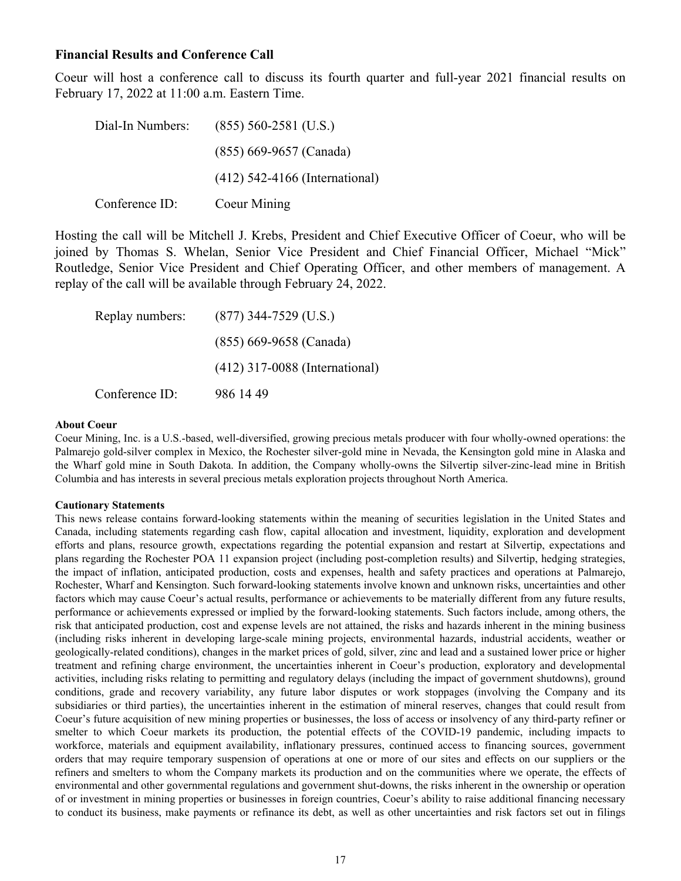## Financial Results and Conference Call

Coeur will host a conference call to discuss its fourth quarter and full-year 2021 financial results on February 17, 2022 at 11:00 a.m. Eastern Time.

| | |
|---|---|
| Dial-In Numbers: | (855) 560-2581 (U.S.) |
| | (855) 669-9657 (Canada) |
| | (412) 542-4166 (International) |
| Conference ID: | Coeur Mining |

Hosting the call will be Mitchell J. Krebs, President and Chief Executive Officer of Coeur, who will be joined by Thomas S. Whelan, Senior Vice President and Chief Financial Officer, Michael "Mick" Routledge, Senior Vice President and Chief Operating Officer, and other members of management. A replay of the call will be available through February 24, 2022.

| | |
|---|---|
| Replay numbers: | (877) 344-7529 (U.S.) |
| | (855) 669-9658 (Canada) |
| | (412) 317-0088 (International) |
| Conference ID: | 986 14 49 |

**About Coeur**

Coeur Mining, Inc. is a U.S.-based, well-diversified, growing precious metals producer with four wholly-owned operations: the Palmarejo gold-silver complex in Mexico, the Rochester silver-gold mine in Nevada, the Kensington gold mine in Alaska and the Wharf gold mine in South Dakota. In addition, the Company wholly-owns the Silvertip silver-zinc-lead mine in British Columbia and has interests in several precious metals exploration projects throughout North America.

**Cautionary Statements**

This news release contains forward-looking statements within the meaning of securities legislation in the United States and Canada, including statements regarding cash flow, capital allocation and investment, liquidity, exploration and development efforts and plans, resource growth, expectations regarding the potential expansion and restart at Silvertip, expectations and plans regarding the Rochester POA 11 expansion project (including post-completion results) and Silvertip, hedging strategies, the impact of inflation, anticipated production, costs and expenses, health and safety practices and operations at Palmarejo, Rochester, Wharf and Kensington. Such forward-looking statements involve known and unknown risks, uncertainties and other factors which may cause Coeur's actual results, performance or achievements to be materially different from any future results, performance or achievements expressed or implied by the forward-looking statements. Such factors include, among others, the risk that anticipated production, cost and expense levels are not attained, the risks and hazards inherent in the mining business (including risks inherent in developing large-scale mining projects, environmental hazards, industrial accidents, weather or geologically-related conditions), changes in the market prices of gold, silver, zinc and lead and a sustained lower price or higher treatment and refining charge environment, the uncertainties inherent in Coeur's production, exploratory and developmental activities, including risks relating to permitting and regulatory delays (including the impact of government shutdowns), ground conditions, grade and recovery variability, any future labor disputes or work stoppages (involving the Company and its subsidiaries or third parties), the uncertainties inherent in the estimation of mineral reserves, changes that could result from Coeur's future acquisition of new mining properties or businesses, the loss of access or insolvency of any third-party refiner or smelter to which Coeur markets its production, the potential effects of the COVID-19 pandemic, including impacts to workforce, materials and equipment availability, inflationary pressures, continued access to financing sources, government orders that may require temporary suspension of operations at one or more of our sites and effects on our suppliers or the refiners and smelters to whom the Company markets its production and on the communities where we operate, the effects of environmental and other governmental regulations and government shut-downs, the risks inherent in the ownership or operation of or investment in mining properties or businesses in foreign countries, Coeur's ability to raise additional financing necessary to conduct its business, make payments or refinance its debt, as well as other uncertainties and risk factors set out in filings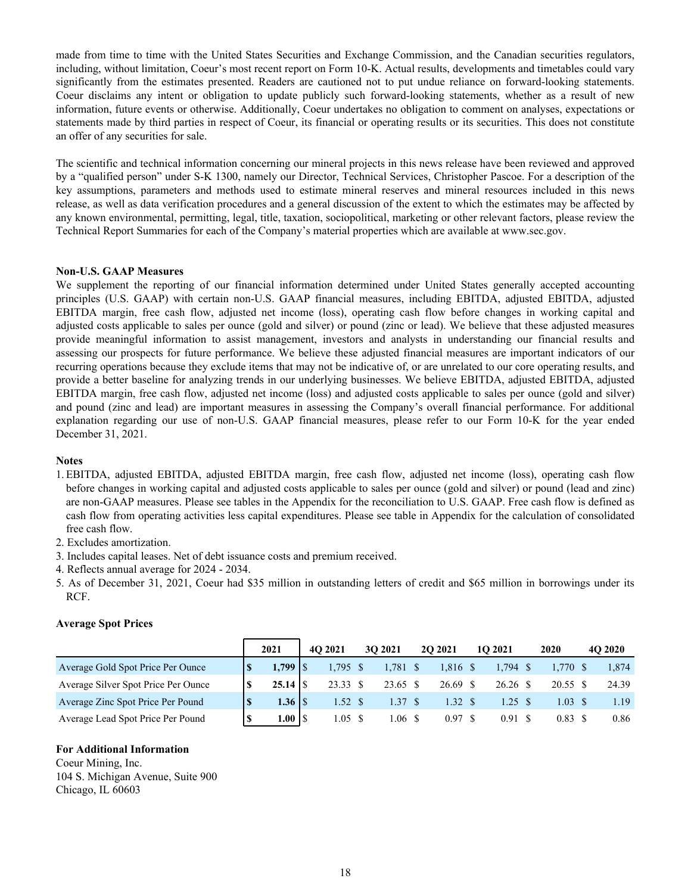made from time to time with the United States Securities and Exchange Commission, and the Canadian securities regulators, including, without limitation, Coeur's most recent report on Form 10-K. Actual results, developments and timetables could vary significantly from the estimates presented. Readers are cautioned not to put undue reliance on forward-looking statements. Coeur disclaims any intent or obligation to update publicly such forward-looking statements, whether as a result of new information, future events or otherwise. Additionally, Coeur undertakes no obligation to comment on analyses, expectations or statements made by third parties in respect of Coeur, its financial or operating results or its securities. This does not constitute an offer of any securities for sale.

The scientific and technical information concerning our mineral projects in this news release have been reviewed and approved by a "qualified person" under S-K 1300, namely our Director, Technical Services, Christopher Pascoe. For a description of the key assumptions, parameters and methods used to estimate mineral reserves and mineral resources included in this news release, as well as data verification procedures and a general discussion of the extent to which the estimates may be affected by any known environmental, permitting, legal, title, taxation, sociopolitical, marketing or other relevant factors, please review the Technical Report Summaries for each of the Company's material properties which are available at www.sec.gov.

**Non-U.S. GAAP Measures**

We supplement the reporting of our financial information determined under United States generally accepted accounting principles (U.S. GAAP) with certain non-U.S. GAAP financial measures, including EBITDA, adjusted EBITDA, adjusted EBITDA margin, free cash flow, adjusted net income (loss), operating cash flow before changes in working capital and adjusted costs applicable to sales per ounce (gold and silver) or pound (zinc or lead). We believe that these adjusted measures provide meaningful information to assist management, investors and analysts in understanding our financial results and assessing our prospects for future performance. We believe these adjusted financial measures are important indicators of our recurring operations because they exclude items that may not be indicative of, or are unrelated to our core operating results, and provide a better baseline for analyzing trends in our underlying businesses. We believe EBITDA, adjusted EBITDA, adjusted EBITDA margin, free cash flow, adjusted net income (loss) and adjusted costs applicable to sales per ounce (gold and silver) and pound (zinc and lead) are important measures in assessing the Company's overall financial performance. For additional explanation regarding our use of non-U.S. GAAP financial measures, please refer to our Form 10-K for the year ended December 31, 2021.

**Notes**

1. EBITDA, adjusted EBITDA, adjusted EBITDA margin, free cash flow, adjusted net income (loss), operating cash flow before changes in working capital and adjusted costs applicable to sales per ounce (gold and silver) or pound (lead and zinc) are non-GAAP measures. Please see tables in the Appendix for the reconciliation to U.S. GAAP. Free cash flow is defined as cash flow from operating activities less capital expenditures. Please see table in Appendix for the calculation of consolidated free cash flow.
2. Excludes amortization.
3. Includes capital leases. Net of debt issuance costs and premium received.
4. Reflects annual average for 2024 - 2034.
5. As of December 31, 2021, Coeur had $35 million in outstanding letters of credit and $65 million in borrowings under its RCF.

**Average Spot Prices**

| | 2021 | 4Q 2021 | 3Q 2021 | 2Q 2021 | 1Q 2021 | 2020 | 4Q 2020 |
|---|---|---|---|---|---|---|---|
| Average Gold Spot Price Per Ounce | **$ 1,799** | $ 1,795 | $ 1,781 | $ 1,816 | $ 1,794 | $ 1,770 | $ 1,874 |
| Average Silver Spot Price Per Ounce | **$ 25.14** | $ 23.33 | $ 23.65 | $ 26.69 | $ 26.26 | $ 20.55 | $ 24.39 |
| Average Zinc Spot Price Per Pound | **$ 1.36** | $ 1.52 | $ 1.37 | $ 1.32 | $ 1.25 | $ 1.03 | $ 1.19 |
| Average Lead Spot Price Per Pound | **$ 1.00** | $ 1.05 | $ 1.06 | $ 0.97 | $ 0.91 | $ 0.83 | $ 0.86 |

**For Additional Information**

Coeur Mining, Inc.
104 S. Michigan Avenue, Suite 900
Chicago, IL 60603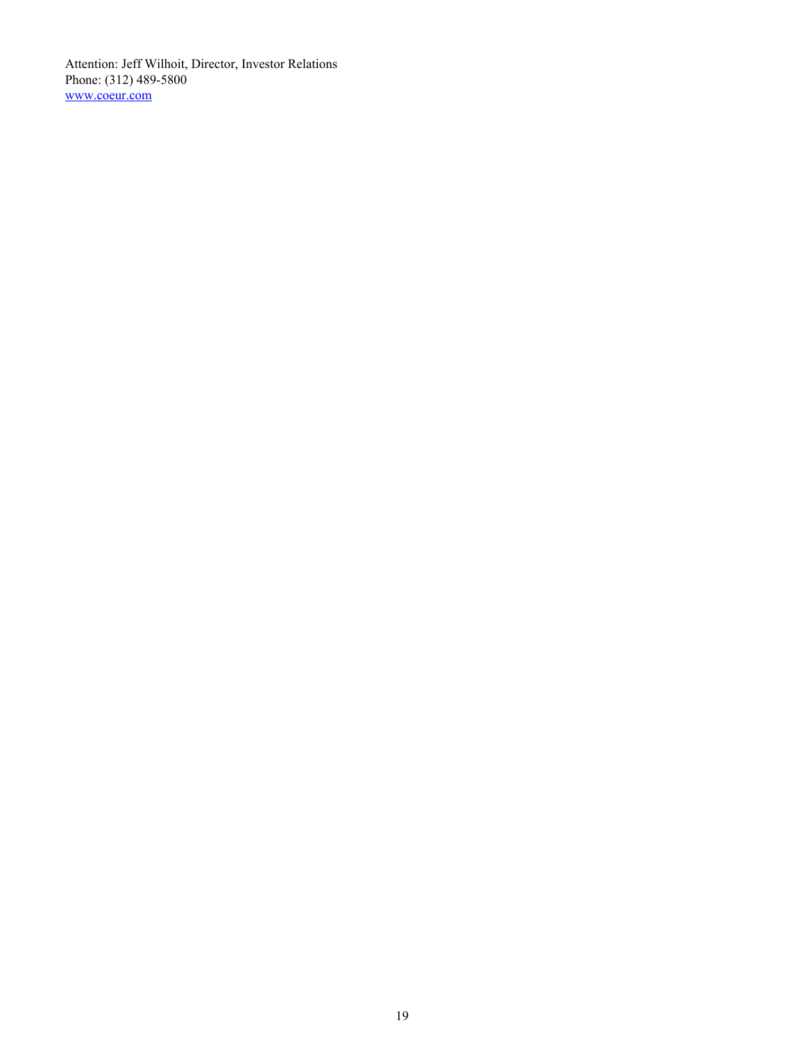Attention: Jeff Wilhoit, Director, Investor Relations
Phone: (312) 489-5800
www.coeur.com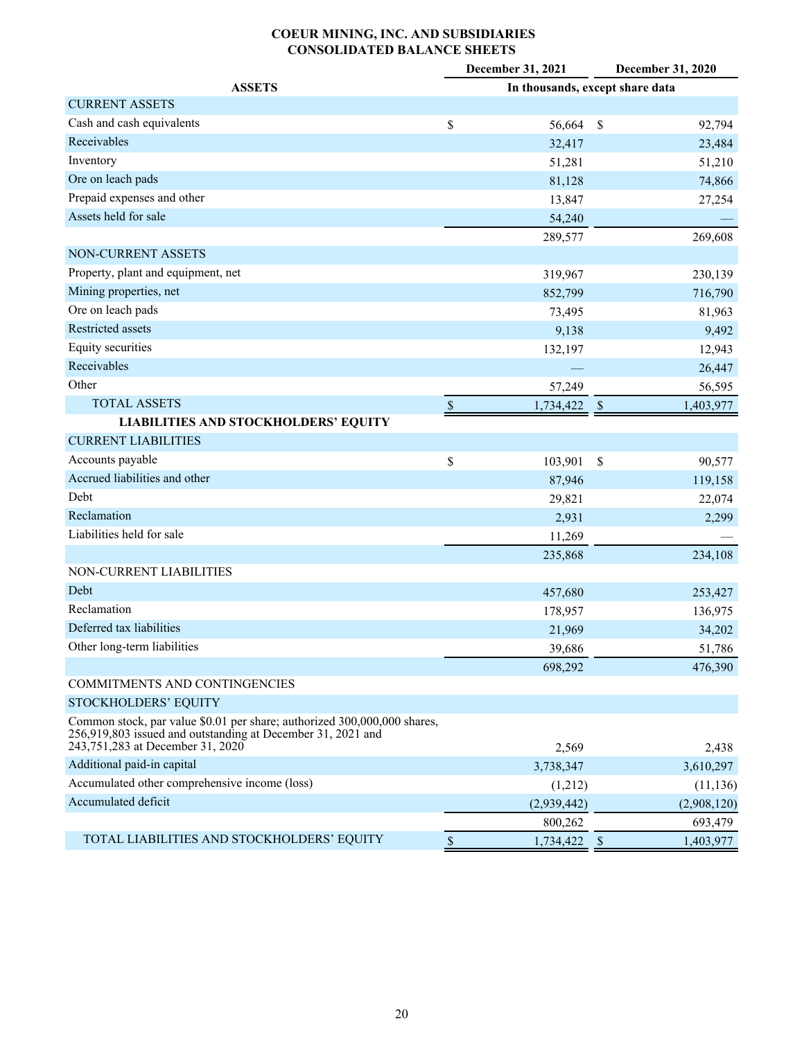# COEUR MINING, INC. AND SUBSIDIARIES
## CONSOLIDATED BALANCE SHEETS

| | December 31, 2021 | December 31, 2020 |
|---|---|---|
| **ASSETS** | In thousands, except share data | |
| CURRENT ASSETS | | |
| Cash and cash equivalents | $ 56,664 | $ 92,794 |
| Receivables | 32,417 | 23,484 |
| Inventory | 51,281 | 51,210 |
| Ore on leach pads | 81,128 | 74,866 |
| Prepaid expenses and other | 13,847 | 27,254 |
| Assets held for sale | 54,240 | — |
| | 289,577 | 269,608 |
| NON-CURRENT ASSETS | | |
| Property, plant and equipment, net | 319,967 | 230,139 |
| Mining properties, net | 852,799 | 716,790 |
| Ore on leach pads | 73,495 | 81,963 |
| Restricted assets | 9,138 | 9,492 |
| Equity securities | 132,197 | 12,943 |
| Receivables | — | 26,447 |
| Other | 57,249 | 56,595 |
| TOTAL ASSETS | $ 1,734,422 | $ 1,403,977 |
| **LIABILITIES AND STOCKHOLDERS' EQUITY** | | |
| CURRENT LIABILITIES | | |
| Accounts payable | $ 103,901 | $ 90,577 |
| Accrued liabilities and other | 87,946 | 119,158 |
| Debt | 29,821 | 22,074 |
| Reclamation | 2,931 | 2,299 |
| Liabilities held for sale | 11,269 | — |
| | 235,868 | 234,108 |
| NON-CURRENT LIABILITIES | | |
| Debt | 457,680 | 253,427 |
| Reclamation | 178,957 | 136,975 |
| Deferred tax liabilities | 21,969 | 34,202 |
| Other long-term liabilities | 39,686 | 51,786 |
| | 698,292 | 476,390 |
| COMMITMENTS AND CONTINGENCIES | | |
| STOCKHOLDERS' EQUITY | | |
| Common stock, par value $0.01 per share; authorized 300,000,000 shares, 256,919,803 issued and outstanding at December 31, 2021 and 243,751,283 at December 31, 2020 | 2,569 | 2,438 |
| Additional paid-in capital | 3,738,347 | 3,610,297 |
| Accumulated other comprehensive income (loss) | (1,212) | (11,136) |
| Accumulated deficit | (2,939,442) | (2,908,120) |
| | 800,262 | 693,479 |
| TOTAL LIABILITIES AND STOCKHOLDERS' EQUITY | $ 1,734,422 | $ 1,403,977 |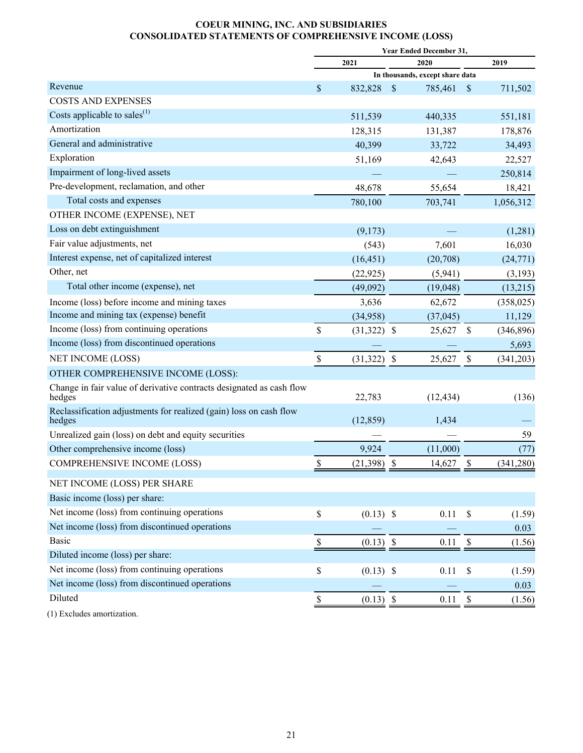## COEUR MINING, INC. AND SUBSIDIARIES
## CONSOLIDATED STATEMENTS OF COMPREHENSIVE INCOME (LOSS)

| | Year Ended December 31, | | |
|---|---|---|---|
| | 2021 | 2020 | 2019 |
| | In thousands, except share data | | |
| Revenue | $ 832,828 | $ 785,461 | $ 711,502 |
| COSTS AND EXPENSES | | | |
| Costs applicable to sales[(1)] | 511,539 | 440,335 | 551,181 |
| Amortization | 128,315 | 131,387 | 178,876 |
| General and administrative | 40,399 | 33,722 | 34,493 |
| Exploration | 51,169 | 42,643 | 22,527 |
| Impairment of long-lived assets | — | — | 250,814 |
| Pre-development, reclamation, and other | 48,678 | 55,654 | 18,421 |
| Total costs and expenses | 780,100 | 703,741 | 1,056,312 |
| OTHER INCOME (EXPENSE), NET | | | |
| Loss on debt extinguishment | (9,173) | — | (1,281) |
| Fair value adjustments, net | (543) | 7,601 | 16,030 |
| Interest expense, net of capitalized interest | (16,451) | (20,708) | (24,771) |
| Other, net | (22,925) | (5,941) | (3,193) |
| Total other income (expense), net | (49,092) | (19,048) | (13,215) |
| Income (loss) before income and mining taxes | 3,636 | 62,672 | (358,025) |
| Income and mining tax (expense) benefit | (34,958) | (37,045) | 11,129 |
| Income (loss) from continuing operations | $ (31,322) | $ 25,627 | $ (346,896) |
| Income (loss) from discontinued operations | — | — | 5,693 |
| NET INCOME (LOSS) | $ (31,322) | $ 25,627 | $ (341,203) |
| OTHER COMPREHENSIVE INCOME (LOSS): | | | |
| Change in fair value of derivative contracts designated as cash flow hedges | 22,783 | (12,434) | (136) |
| Reclassification adjustments for realized (gain) loss on cash flow hedges | (12,859) | 1,434 | — |
| Unrealized gain (loss) on debt and equity securities | — | — | 59 |
| Other comprehensive income (loss) | 9,924 | (11,000) | (77) |
| COMPREHENSIVE INCOME (LOSS) | $ (21,398) | $ 14,627 | $ (341,280) |
| NET INCOME (LOSS) PER SHARE | | | |
| Basic income (loss) per share: | | | |
| Net income (loss) from continuing operations | $ (0.13) | $ 0.11 | $ (1.59) |
| Net income (loss) from discontinued operations | — | — | 0.03 |
| Basic | $ (0.13) | $ 0.11 | $ (1.56) |
| Diluted income (loss) per share: | | | |
| Net income (loss) from continuing operations | $ (0.13) | $ 0.11 | $ (1.59) |
| Net income (loss) from discontinued operations | — | — | 0.03 |
| Diluted | $ (0.13) | $ 0.11 | $ (1.56) |

(1) Excludes amortization.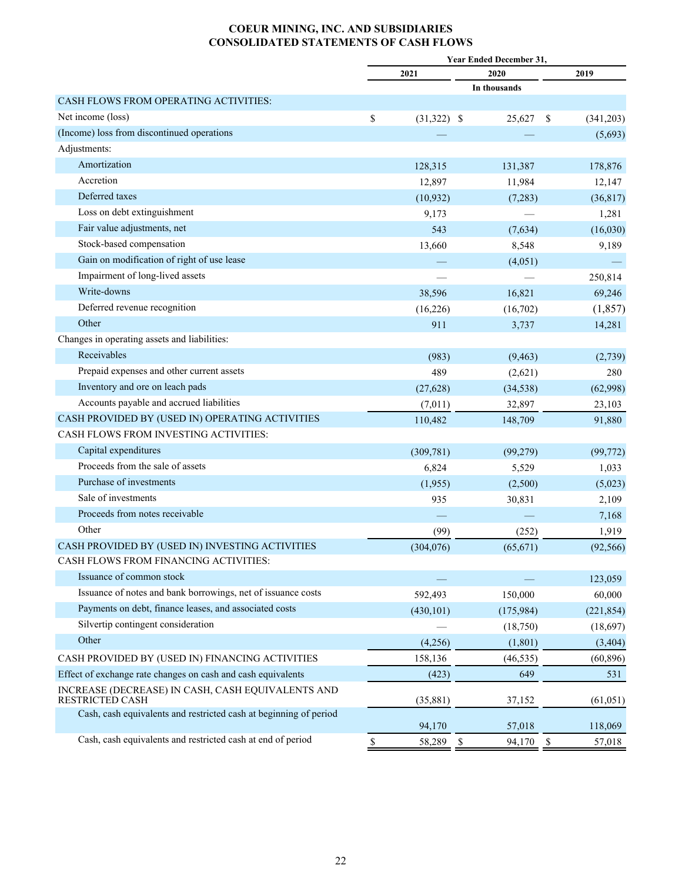# COEUR MINING, INC. AND SUBSIDIARIES
# CONSOLIDATED STATEMENTS OF CASH FLOWS

| | Year Ended December 31, | | |
|---|---|---|---|
| | 2021 | 2020 | 2019 |
| | | In thousands | |
| CASH FLOWS FROM OPERATING ACTIVITIES: | | | |
| Net income (loss) | $ (31,322) | $ 25,627 | $ (341,203) |
| (Income) loss from discontinued operations | — | — | (5,693) |
| Adjustments: | | | |
| Amortization | 128,315 | 131,387 | 178,876 |
| Accretion | 12,897 | 11,984 | 12,147 |
| Deferred taxes | (10,932) | (7,283) | (36,817) |
| Loss on debt extinguishment | 9,173 | — | 1,281 |
| Fair value adjustments, net | 543 | (7,634) | (16,030) |
| Stock-based compensation | 13,660 | 8,548 | 9,189 |
| Gain on modification of right of use lease | — | (4,051) | — |
| Impairment of long-lived assets | — | — | 250,814 |
| Write-downs | 38,596 | 16,821 | 69,246 |
| Deferred revenue recognition | (16,226) | (16,702) | (1,857) |
| Other | 911 | 3,737 | 14,281 |
| Changes in operating assets and liabilities: | | | |
| Receivables | (983) | (9,463) | (2,739) |
| Prepaid expenses and other current assets | 489 | (2,621) | 280 |
| Inventory and ore on leach pads | (27,628) | (34,538) | (62,998) |
| Accounts payable and accrued liabilities | (7,011) | 32,897 | 23,103 |
| CASH PROVIDED BY (USED IN) OPERATING ACTIVITIES | 110,482 | 148,709 | 91,880 |
| CASH FLOWS FROM INVESTING ACTIVITIES: | | | |
| Capital expenditures | (309,781) | (99,279) | (99,772) |
| Proceeds from the sale of assets | 6,824 | 5,529 | 1,033 |
| Purchase of investments | (1,955) | (2,500) | (5,023) |
| Sale of investments | 935 | 30,831 | 2,109 |
| Proceeds from notes receivable | — | — | 7,168 |
| Other | (99) | (252) | 1,919 |
| CASH PROVIDED BY (USED IN) INVESTING ACTIVITIES | (304,076) | (65,671) | (92,566) |
| CASH FLOWS FROM FINANCING ACTIVITIES: | | | |
| Issuance of common stock | — | — | 123,059 |
| Issuance of notes and bank borrowings, net of issuance costs | 592,493 | 150,000 | 60,000 |
| Payments on debt, finance leases, and associated costs | (430,101) | (175,984) | (221,854) |
| Silvertip contingent consideration | — | (18,750) | (18,697) |
| Other | (4,256) | (1,801) | (3,404) |
| CASH PROVIDED BY (USED IN) FINANCING ACTIVITIES | 158,136 | (46,535) | (60,896) |
| Effect of exchange rate changes on cash and cash equivalents | (423) | 649 | 531 |
| INCREASE (DECREASE) IN CASH, CASH EQUIVALENTS AND RESTRICTED CASH | (35,881) | 37,152 | (61,051) |
| Cash, cash equivalents and restricted cash at beginning of period | 94,170 | 57,018 | 118,069 |
| Cash, cash equivalents and restricted cash at end of period | $ 58,289 | $ 94,170 | $ 57,018 |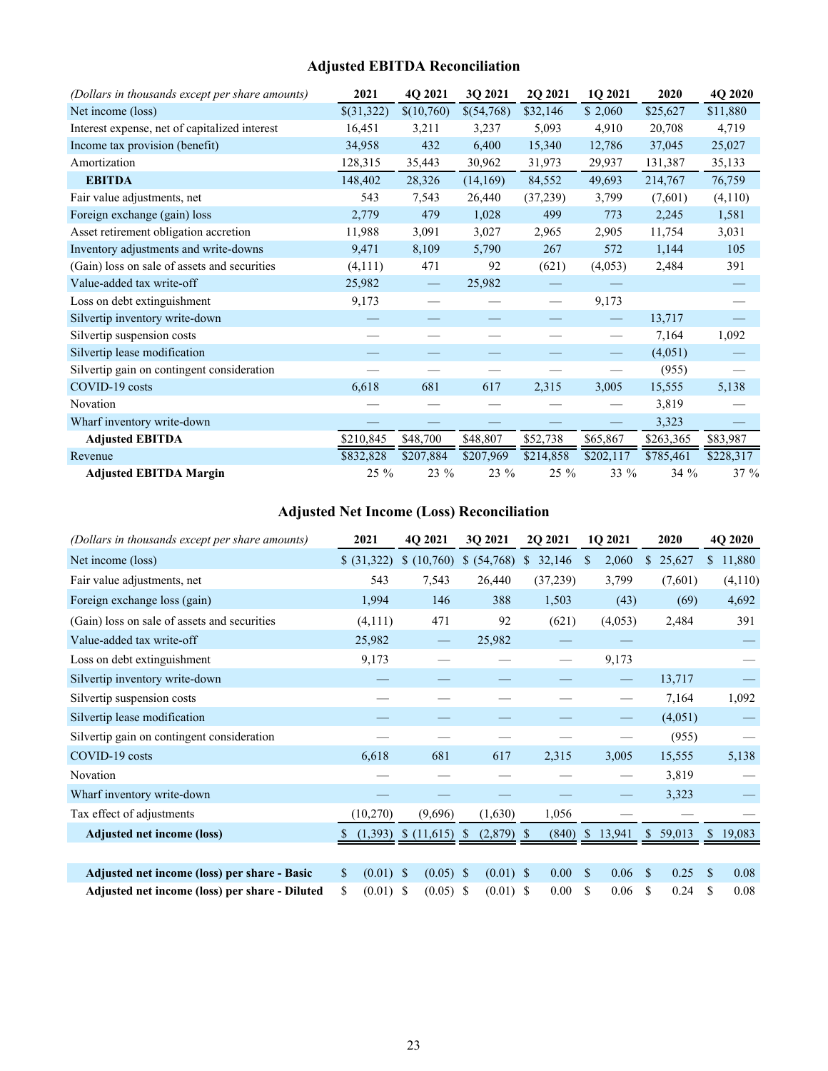## Adjusted EBITDA Reconciliation

| *(Dollars in thousands except per share amounts)* | 2021 | 4Q 2021 | 3Q 2021 | 2Q 2021 | 1Q 2021 | 2020 | 4Q 2020 |
|---|---|---|---|---|---|---|---|
| Net income (loss) | $(31,322) | $(10,760) | $(54,768) | $32,146 | $ 2,060 | $25,627 | $11,880 |
| Interest expense, net of capitalized interest | 16,451 | 3,211 | 3,237 | 5,093 | 4,910 | 20,708 | 4,719 |
| Income tax provision (benefit) | 34,958 | 432 | 6,400 | 15,340 | 12,786 | 37,045 | 25,027 |
| Amortization | 128,315 | 35,443 | 30,962 | 31,973 | 29,937 | 131,387 | 35,133 |
| **EBITDA** | 148,402 | 28,326 | (14,169) | 84,552 | 49,693 | 214,767 | 76,759 |
| Fair value adjustments, net | 543 | 7,543 | 26,440 | (37,239) | 3,799 | (7,601) | (4,110) |
| Foreign exchange (gain) loss | 2,779 | 479 | 1,028 | 499 | 773 | 2,245 | 1,581 |
| Asset retirement obligation accretion | 11,988 | 3,091 | 3,027 | 2,965 | 2,905 | 11,754 | 3,031 |
| Inventory adjustments and write-downs | 9,471 | 8,109 | 5,790 | 267 | 572 | 1,144 | 105 |
| (Gain) loss on sale of assets and securities | (4,111) | 471 | 92 | (621) | (4,053) | 2,484 | 391 |
| Value-added tax write-off | 25,982 | — | 25,982 | — | — | | — |
| Loss on debt extinguishment | 9,173 | — | — | — | 9,173 | | — |
| Silvertip inventory write-down | — | — | — | — | — | 13,717 | — |
| Silvertip suspension costs | — | — | — | — | — | 7,164 | 1,092 |
| Silvertip lease modification | — | — | — | — | — | (4,051) | — |
| Silvertip gain on contingent consideration | — | — | — | — | — | (955) | — |
| COVID-19 costs | 6,618 | 681 | 617 | 2,315 | 3,005 | 15,555 | 5,138 |
| Novation | — | — | — | — | — | 3,819 | — |
| Wharf inventory write-down | — | — | — | — | — | 3,323 | — |
| **Adjusted EBITDA** | $210,845 | $48,700 | $48,807 | $52,738 | $65,867 | $263,365 | $83,987 |
| Revenue | $832,828 | $207,884 | $207,969 | $214,858 | $202,117 | $785,461 | $228,317 |
| **Adjusted EBITDA Margin** | 25 % | 23 % | 23 % | 25 % | 33 % | 34 % | 37 % |

## Adjusted Net Income (Loss) Reconciliation

| *(Dollars in thousands except per share amounts)* | 2021 | 4Q 2021 | 3Q 2021 | 2Q 2021 | 1Q 2021 | 2020 | 4Q 2020 |
|---|---|---|---|---|---|---|---|
| Net income (loss) | $ (31,322) | $ (10,760) | $ (54,768) | $ 32,146 | $ 2,060 | $ 25,627 | $ 11,880 |
| Fair value adjustments, net | 543 | 7,543 | 26,440 | (37,239) | 3,799 | (7,601) | (4,110) |
| Foreign exchange loss (gain) | 1,994 | 146 | 388 | 1,503 | (43) | (69) | 4,692 |
| (Gain) loss on sale of assets and securities | (4,111) | 471 | 92 | (621) | (4,053) | 2,484 | 391 |
| Value-added tax write-off | 25,982 | — | 25,982 | — | — | — | — |
| Loss on debt extinguishment | 9,173 | — | — | — | 9,173 | | — |
| Silvertip inventory write-down | — | — | — | — | — | 13,717 | — |
| Silvertip suspension costs | — | — | — | — | — | 7,164 | 1,092 |
| Silvertip lease modification | — | — | — | — | — | (4,051) | — |
| Silvertip gain on contingent consideration | — | — | — | — | — | (955) | — |
| COVID-19 costs | 6,618 | 681 | 617 | 2,315 | 3,005 | 15,555 | 5,138 |
| Novation | — | — | — | — | — | 3,819 | — |
| Wharf inventory write-down | — | — | — | — | — | 3,323 | — |
| Tax effect of adjustments | (10,270) | (9,696) | (1,630) | 1,056 | — | — | — |
| **Adjusted net income (loss)** | $ (1,393) | $ (11,615) | $ (2,879) | $ (840) | $ 13,941 | $ 59,013 | $ 19,083 |
| | | | | | | | |
| **Adjusted net income (loss) per share - Basic** | $ (0.01) | $ (0.05) | $ (0.01) | $ 0.00 | $ 0.06 | $ 0.25 | $ 0.08 |
| **Adjusted net income (loss) per share - Diluted** | $ (0.01) | $ (0.05) | $ (0.01) | $ 0.00 | $ 0.06 | $ 0.24 | $ 0.08 |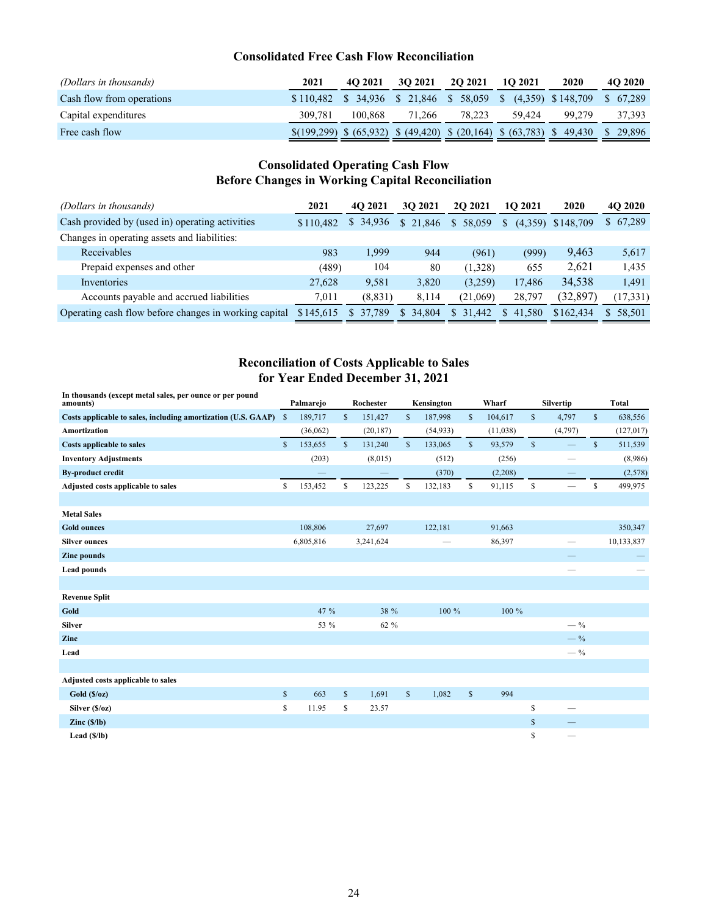## Consolidated Free Cash Flow Reconciliation

| *(Dollars in thousands)* | 2021 | 4Q 2021 | 3Q 2021 | 2Q 2021 | 1Q 2021 | 2020 | 4Q 2020 |
|---|---|---|---|---|---|---|---|
| Cash flow from operations | $ 110,482 | $ 34,936 | $ 21,846 | $ 58,059 | $ (4,359) | $ 148,709 | $ 67,289 |
| Capital expenditures | 309,781 | 100,868 | 71,266 | 78,223 | 59,424 | 99,279 | 37,393 |
| Free cash flow | $ (199,299) | $ (65,932) | $ (49,420) | $ (20,164) | $ (63,783) | $ 49,430 | $ 29,896 |

## Consolidated Operating Cash Flow Before Changes in Working Capital Reconciliation

| *(Dollars in thousands)* | 2021 | 4Q 2021 | 3Q 2021 | 2Q 2021 | 1Q 2021 | 2020 | 4Q 2020 |
|---|---|---|---|---|---|---|---|
| Cash provided by (used in) operating activities | $ 110,482 | $ 34,936 | $ 21,846 | $ 58,059 | $ (4,359) | $ 148,709 | $ 67,289 |
| Changes in operating assets and liabilities: | | | | | | | |
| Receivables | 983 | 1,999 | 944 | (961) | (999) | 9,463 | 5,617 |
| Prepaid expenses and other | (489) | 104 | 80 | (1,328) | 655 | 2,621 | 1,435 |
| Inventories | 27,628 | 9,581 | 3,820 | (3,259) | 17,486 | 34,538 | 1,491 |
| Accounts payable and accrued liabilities | 7,011 | (8,831) | 8,114 | (21,069) | 28,797 | (32,897) | (17,331) |
| Operating cash flow before changes in working capital | $ 145,615 | $ 37,789 | $ 34,804 | $ 31,442 | $ 41,580 | $ 162,434 | $ 58,501 |

## Reconciliation of Costs Applicable to Sales for Year Ended December 31, 2021

| In thousands (except metal sales, per ounce or per pound amounts) | Palmarejo | Rochester | Kensington | Wharf | Silvertip | Total |
|---|---|---|---|---|---|---|
| **Costs applicable to sales, including amortization (U.S. GAAP)** | $ 189,717 | $ 151,427 | $ 187,998 | $ 104,617 | $ 4,797 | $ 638,556 |
| **Amortization** | (36,062) | (20,187) | (54,933) | (11,038) | (4,797) | (127,017) |
| **Costs applicable to sales** | $ 153,655 | $ 131,240 | $ 133,065 | $ 93,579 | $ — | $ 511,539 |
| **Inventory Adjustments** | (203) | (8,015) | (512) | (256) | — | (8,986) |
| **By-product credit** | — | — | (370) | (2,208) | — | (2,578) |
| **Adjusted costs applicable to sales** | $ 153,452 | $ 123,225 | $ 132,183 | $ 91,115 | $ — | $ 499,975 |
| | | | | | | |
| **Metal Sales** | | | | | | |
| **Gold ounces** | 108,806 | 27,697 | 122,181 | 91,663 | | 350,347 |
| **Silver ounces** | 6,805,816 | 3,241,624 | — | 86,397 | — | 10,133,837 |
| **Zinc pounds** | | | | | — | — |
| **Lead pounds** | | | | | — | — |
| | | | | | | |
| **Revenue Split** | | | | | | |
| **Gold** | 47 % | 38 % | 100 % | 100 % | | |
| **Silver** | 53 % | 62 % | | | — % | |
| **Zinc** | | | | | — % | |
| **Lead** | | | | | — % | |
| | | | | | | |
| **Adjusted costs applicable to sales** | | | | | | |
| **Gold ($/oz)** | $ 663 | $ 1,691 | $ 1,082 | $ 994 | | |
| **Silver ($/oz)** | $ 11.95 | $ 23.57 | | | $ — | |
| **Zinc ($/lb)** | | | | | $ — | |
| **Lead ($/lb)** | | | | | $ — | |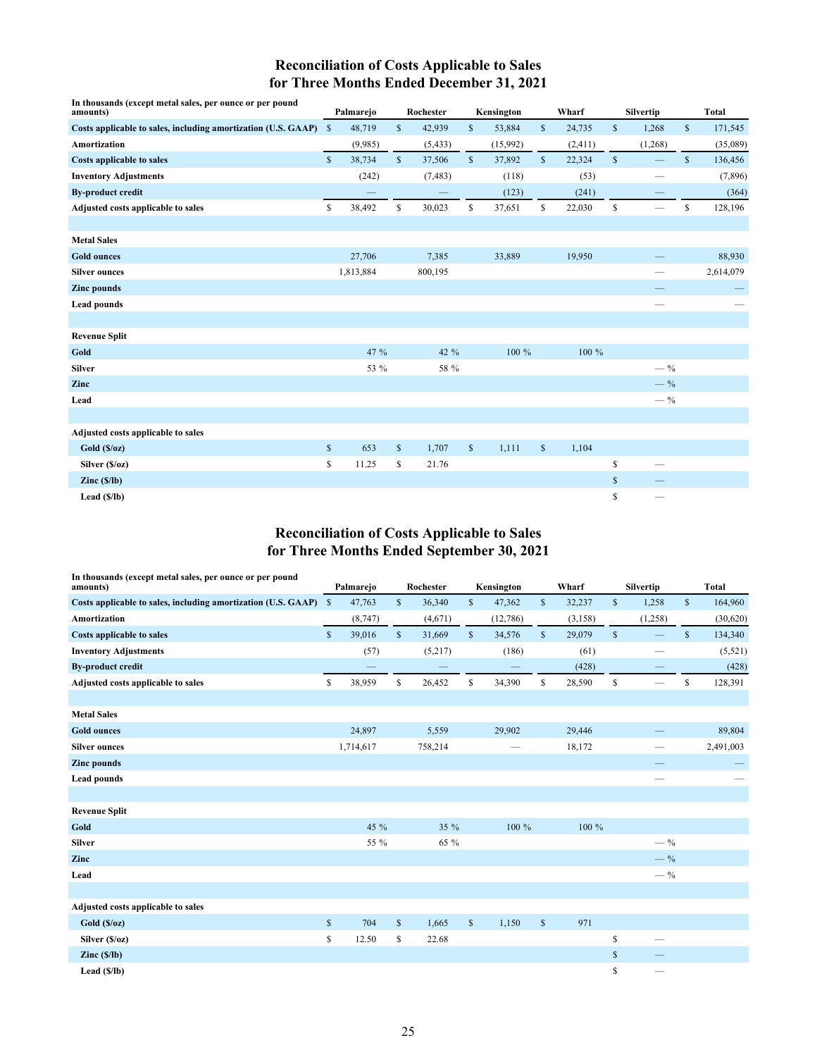## Reconciliation of Costs Applicable to Sales for Three Months Ended December 31, 2021

| In thousands (except metal sales, per ounce or per pound amounts) | Palmarejo | Rochester | Kensington | Wharf | Silvertip | Total |
|---|---|---|---|---|---|---|
| **Costs applicable to sales, including amortization (U.S. GAAP)** | $ 48,719 | $ 42,939 | $ 53,884 | $ 24,735 | $ 1,268 | $ 171,545 |
| **Amortization** | (9,985) | (5,433) | (15,992) | (2,411) | (1,268) | (35,089) |
| **Costs applicable to sales** | $ 38,734 | $ 37,506 | $ 37,892 | $ 22,324 | $ — | $ 136,456 |
| **Inventory Adjustments** | (242) | (7,483) | (118) | (53) | — | (7,896) |
| **By-product credit** | — | — | (123) | (241) | — | (364) |
| **Adjusted costs applicable to sales** | $ 38,492 | $ 30,023 | $ 37,651 | $ 22,030 | $ — | $ 128,196 |
| | | | | | | |
| **Metal Sales** | | | | | | |
| **Gold ounces** | 27,706 | 7,385 | 33,889 | 19,950 | — | 88,930 |
| **Silver ounces** | 1,813,884 | 800,195 | | | — | 2,614,079 |
| **Zinc pounds** | | | | | — | — |
| **Lead pounds** | | | | | — | — |
| | | | | | | |
| **Revenue Split** | | | | | | |
| **Gold** | 47 % | 42 % | 100 % | 100 % | | |
| **Silver** | 53 % | 58 % | | | — % | |
| **Zinc** | | | | | — % | |
| **Lead** | | | | | — % | |
| | | | | | | |
| **Adjusted costs applicable to sales** | | | | | | |
| **Gold ($/oz)** | $ 653 | $ 1,707 | $ 1,111 | $ 1,104 | | |
| **Silver ($/oz)** | $ 11.25 | $ 21.76 | | | $ — | |
| **Zinc ($/lb)** | | | | | $ — | |
| **Lead ($/lb)** | | | | | $ — | |

## Reconciliation of Costs Applicable to Sales for Three Months Ended September 30, 2021

| In thousands (except metal sales, per ounce or per pound amounts) | Palmarejo | Rochester | Kensington | Wharf | Silvertip | Total |
|---|---|---|---|---|---|---|
| **Costs applicable to sales, including amortization (U.S. GAAP)** | $ 47,763 | $ 36,340 | $ 47,362 | $ 32,237 | $ 1,258 | $ 164,960 |
| **Amortization** | (8,747) | (4,671) | (12,786) | (3,158) | (1,258) | (30,620) |
| **Costs applicable to sales** | $ 39,016 | $ 31,669 | $ 34,576 | $ 29,079 | $ — | $ 134,340 |
| **Inventory Adjustments** | (57) | (5,217) | (186) | (61) | — | (5,521) |
| **By-product credit** | — | — | — | (428) | — | (428) |
| **Adjusted costs applicable to sales** | $ 38,959 | $ 26,452 | $ 34,390 | $ 28,590 | $ — | $ 128,391 |
| | | | | | | |
| **Metal Sales** | | | | | | |
| **Gold ounces** | 24,897 | 5,559 | 29,902 | 29,446 | — | 89,804 |
| **Silver ounces** | 1,714,617 | 758,214 | — | 18,172 | — | 2,491,003 |
| **Zinc pounds** | | | | | — | — |
| **Lead pounds** | | | | | — | — |
| | | | | | | |
| **Revenue Split** | | | | | | |
| **Gold** | 45 % | 35 % | 100 % | 100 % | | |
| **Silver** | 55 % | 65 % | | | — % | |
| **Zinc** | | | | | — % | |
| **Lead** | | | | | — % | |
| | | | | | | |
| **Adjusted costs applicable to sales** | | | | | | |
| **Gold ($/oz)** | $ 704 | $ 1,665 | $ 1,150 | $ 971 | | |
| **Silver ($/oz)** | $ 12.50 | $ 22.68 | | | $ — | |
| **Zinc ($/lb)** | | | | | $ — | |
| **Lead ($/lb)** | | | | | $ — | |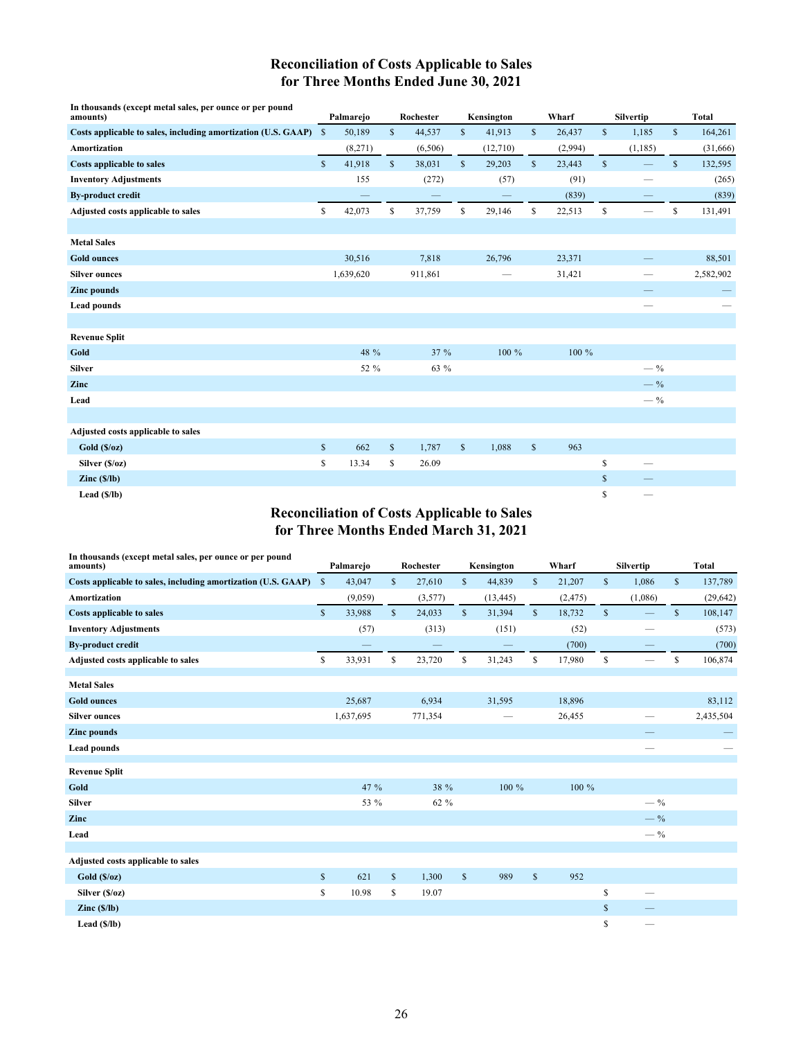## Reconciliation of Costs Applicable to Sales for Three Months Ended June 30, 2021

| In thousands (except metal sales, per ounce or per pound amounts) | Palmarejo | Rochester | Kensington | Wharf | Silvertip | Total |
|---|---|---|---|---|---|---|
| **Costs applicable to sales, including amortization (U.S. GAAP)** | $ 50,189 | $ 44,537 | $ 41,913 | $ 26,437 | $ 1,185 | $ 164,261 |
| **Amortization** | (8,271) | (6,506) | (12,710) | (2,994) | (1,185) | (31,666) |
| **Costs applicable to sales** | $ 41,918 | $ 38,031 | $ 29,203 | $ 23,443 | $ — | $ 132,595 |
| **Inventory Adjustments** | 155 | (272) | (57) | (91) | — | (265) |
| **By-product credit** | — | — | — | (839) | — | (839) |
| **Adjusted costs applicable to sales** | $ 42,073 | $ 37,759 | $ 29,146 | $ 22,513 | $ — | $ 131,491 |
| | | | | | | |
| **Metal Sales** | | | | | | |
| **Gold ounces** | 30,516 | 7,818 | 26,796 | 23,371 | — | 88,501 |
| **Silver ounces** | 1,639,620 | 911,861 | — | 31,421 | — | 2,582,902 |
| **Zinc pounds** | | | | | — | — |
| **Lead pounds** | | | | | — | — |
| | | | | | | |
| **Revenue Split** | | | | | | |
| **Gold** | 48 % | 37 % | 100 % | 100 % | | |
| **Silver** | 52 % | 63 % | | | — % | |
| **Zinc** | | | | | — % | |
| **Lead** | | | | | — % | |
| | | | | | | |
| **Adjusted costs applicable to sales** | | | | | | |
| **Gold ($/oz)** | $ 662 | $ 1,787 | $ 1,088 | $ 963 | | |
| **Silver ($/oz)** | $ 13.34 | $ 26.09 | | | $ — | |
| **Zinc ($/lb)** | | | | | $ — | |
| **Lead ($/lb)** | | | | | $ — | |

## Reconciliation of Costs Applicable to Sales for Three Months Ended March 31, 2021

| In thousands (except metal sales, per ounce or per pound amounts) | Palmarejo | Rochester | Kensington | Wharf | Silvertip | Total |
|---|---|---|---|---|---|---|
| **Costs applicable to sales, including amortization (U.S. GAAP)** | $ 43,047 | $ 27,610 | $ 44,839 | $ 21,207 | $ 1,086 | $ 137,789 |
| **Amortization** | (9,059) | (3,577) | (13,445) | (2,475) | (1,086) | (29,642) |
| **Costs applicable to sales** | $ 33,988 | $ 24,033 | $ 31,394 | $ 18,732 | $ — | $ 108,147 |
| **Inventory Adjustments** | (57) | (313) | (151) | (52) | — | (573) |
| **By-product credit** | — | — | — | (700) | — | (700) |
| **Adjusted costs applicable to sales** | $ 33,931 | $ 23,720 | $ 31,243 | $ 17,980 | $ — | $ 106,874 |
| | | | | | | |
| **Metal Sales** | | | | | | |
| **Gold ounces** | 25,687 | 6,934 | 31,595 | 18,896 | | 83,112 |
| **Silver ounces** | 1,637,695 | 771,354 | — | 26,455 | — | 2,435,504 |
| **Zinc pounds** | | | | | — | — |
| **Lead pounds** | | | | | — | — |
| | | | | | | |
| **Revenue Split** | | | | | | |
| **Gold** | 47 % | 38 % | 100 % | 100 % | | |
| **Silver** | 53 % | 62 % | | | — % | |
| **Zinc** | | | | | — % | |
| **Lead** | | | | | — % | |
| | | | | | | |
| **Adjusted costs applicable to sales** | | | | | | |
| **Gold ($/oz)** | $ 621 | $ 1,300 | $ 989 | $ 952 | | |
| **Silver ($/oz)** | $ 10.98 | $ 19.07 | | | $ — | |
| **Zinc ($/lb)** | | | | | $ — | |
| **Lead ($/lb)** | | | | | $ — | |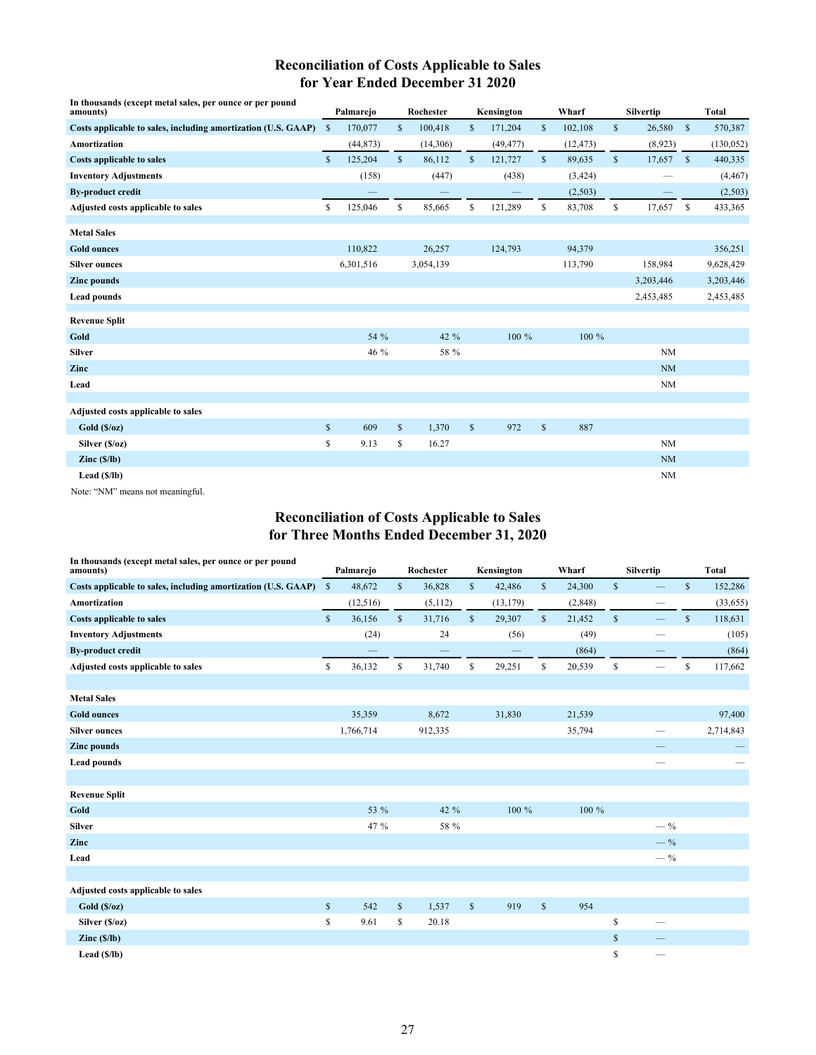## Reconciliation of Costs Applicable to Sales for Year Ended December 31 2020

| In thousands (except metal sales, per ounce or per pound amounts) | Palmarejo | Rochester | Kensington | Wharf | Silvertip | Total |
|---|---|---|---|---|---|---|
| **Costs applicable to sales, including amortization (U.S. GAAP)** | $ 170,077 | $ 100,418 | $ 171,204 | $ 102,108 | $ 26,580 | $ 570,387 |
| **Amortization** | (44,873) | (14,306) | (49,477) | (12,473) | (8,923) | (130,052) |
| **Costs applicable to sales** | $ 125,204 | $ 86,112 | $ 121,727 | $ 89,635 | $ 17,657 | $ 440,335 |
| **Inventory Adjustments** | (158) | (447) | (438) | (3,424) | — | (4,467) |
| **By-product credit** | — | — | — | (2,503) | — | (2,503) |
| **Adjusted costs applicable to sales** | $ 125,046 | $ 85,665 | $ 121,289 | $ 83,708 | $ 17,657 | $ 433,365 |
| | | | | | | |
| **Metal Sales** | | | | | | |
| **Gold ounces** | 110,822 | 26,257 | 124,793 | 94,379 | | 356,251 |
| **Silver ounces** | 6,301,516 | 3,054,139 | | 113,790 | 158,984 | 9,628,429 |
| **Zinc pounds** | | | | | 3,203,446 | 3,203,446 |
| **Lead pounds** | | | | | 2,453,485 | 2,453,485 |
| | | | | | | |
| **Revenue Split** | | | | | | |
| **Gold** | 54 % | 42 % | 100 % | 100 % | | |
| **Silver** | 46 % | 58 % | | | NM | |
| **Zinc** | | | | | NM | |
| **Lead** | | | | | NM | |
| | | | | | | |
| **Adjusted costs applicable to sales** | | | | | | |
| **Gold ($/oz)** | $ 609 | $ 1,370 | $ 972 | $ 887 | | |
| **Silver ($/oz)** | $ 9.13 | $ 16.27 | | | NM | |
| **Zinc ($/lb)** | | | | | NM | |
| **Lead ($/lb)** | | | | | NM | |

Note: "NM" means not meaningful.

## Reconciliation of Costs Applicable to Sales for Three Months Ended December 31, 2020

| In thousands (except metal sales, per ounce or per pound amounts) | Palmarejo | Rochester | Kensington | Wharf | Silvertip | Total |
|---|---|---|---|---|---|---|
| **Costs applicable to sales, including amortization (U.S. GAAP)** | $ 48,672 | $ 36,828 | $ 42,486 | $ 24,300 | $ — | $ 152,286 |
| **Amortization** | (12,516) | (5,112) | (13,179) | (2,848) | — | (33,655) |
| **Costs applicable to sales** | $ 36,156 | $ 31,716 | $ 29,307 | $ 21,452 | $ — | $ 118,631 |
| **Inventory Adjustments** | (24) | 24 | (56) | (49) | — | (105) |
| **By-product credit** | — | — | — | (864) | — | (864) |
| **Adjusted costs applicable to sales** | $ 36,132 | $ 31,740 | $ 29,251 | $ 20,539 | $ — | $ 117,662 |
| | | | | | | |
| **Metal Sales** | | | | | | |
| **Gold ounces** | 35,359 | 8,672 | 31,830 | 21,539 | | 97,400 |
| **Silver ounces** | 1,766,714 | 912,335 | | 35,794 | — | 2,714,843 |
| **Zinc pounds** | | | | | — | — |
| **Lead pounds** | | | | | — | — |
| | | | | | | |
| **Revenue Split** | | | | | | |
| **Gold** | 53 % | 42 % | 100 % | 100 % | | |
| **Silver** | 47 % | 58 % | | | — % | |
| **Zinc** | | | | | — % | |
| **Lead** | | | | | — % | |
| | | | | | | |
| **Adjusted costs applicable to sales** | | | | | | |
| **Gold ($/oz)** | $ 542 | $ 1,537 | $ 919 | $ 954 | | |
| **Silver ($/oz)** | $ 9.61 | $ 20.18 | | | $ — | |
| **Zinc ($/lb)** | | | | | $ — | |
| **Lead ($/lb)** | | | | | $ — | |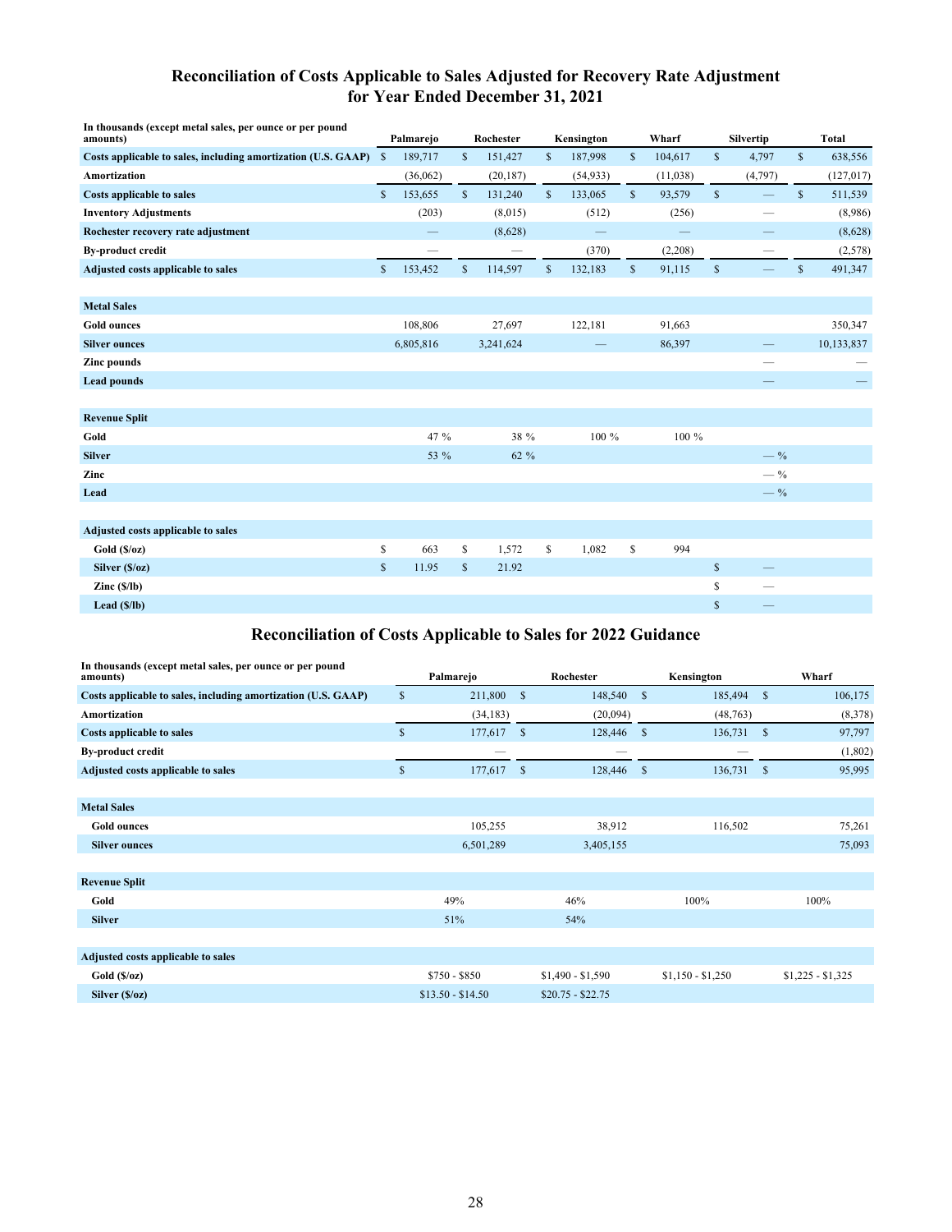## Reconciliation of Costs Applicable to Sales Adjusted for Recovery Rate Adjustment for Year Ended December 31, 2021

| In thousands (except metal sales, per ounce or per pound amounts) | Palmarejo | Rochester | Kensington | Wharf | Silvertip | Total |
|---|---|---|---|---|---|---|
| Costs applicable to sales, including amortization (U.S. GAAP) | $ 189,717 | $ 151,427 | $ 187,998 | $ 104,617 | $ 4,797 | $ 638,556 |
| Amortization | (36,062) | (20,187) | (54,933) | (11,038) | (4,797) | (127,017) |
| Costs applicable to sales | $ 153,655 | $ 131,240 | $ 133,065 | $ 93,579 | $ — | $ 511,539 |
| Inventory Adjustments | (203) | (8,015) | (512) | (256) | — | (8,986) |
| Rochester recovery rate adjustment | — | (8,628) | — | — | — | (8,628) |
| By-product credit | — | — | (370) | (2,208) | — | (2,578) |
| Adjusted costs applicable to sales | $ 153,452 | $ 114,597 | $ 132,183 | $ 91,115 | $ — | $ 491,347 |
| | | | | | | |
| **Metal Sales** | | | | | | |
| Gold ounces | 108,806 | 27,697 | 122,181 | 91,663 | | 350,347 |
| Silver ounces | 6,805,816 | 3,241,624 | — | 86,397 | — | 10,133,837 |
| Zinc pounds | | | | | — | — |
| Lead pounds | | | | | — | — |
| | | | | | | |
| **Revenue Split** | | | | | | |
| Gold | 47 % | 38 % | 100 % | 100 % | | |
| Silver | 53 % | 62 % | | | — % | |
| Zinc | | | | | — % | |
| Lead | | | | | — % | |
| | | | | | | |
| **Adjusted costs applicable to sales** | | | | | | |
| Gold ($/oz) | $ 663 | $ 1,572 | $ 1,082 | $ 994 | | |
| Silver ($/oz) | $ 11.95 | $ 21.92 | | | $ — | |
| Zinc ($/lb) | | | | | $ — | |
| Lead ($/lb) | | | | | $ — | |

## Reconciliation of Costs Applicable to Sales for 2022 Guidance

| In thousands (except metal sales, per ounce or per pound amounts) | Palmarejo | Rochester | Kensington | Wharf |
|---|---|---|---|---|
| Costs applicable to sales, including amortization (U.S. GAAP) | $ 211,800 | $ 148,540 | $ 185,494 | $ 106,175 |
| Amortization | (34,183) | (20,094) | (48,763) | (8,378) |
| Costs applicable to sales | $ 177,617 | $ 128,446 | $ 136,731 | $ 97,797 |
| By-product credit | — | — | — | (1,802) |
| Adjusted costs applicable to sales | $ 177,617 | $ 128,446 | $ 136,731 | $ 95,995 |
| | | | | |
| **Metal Sales** | | | | |
| Gold ounces | 105,255 | 38,912 | 116,502 | 75,261 |
| Silver ounces | 6,501,289 | 3,405,155 | | 75,093 |
| | | | | |
| **Revenue Split** | | | | |
| Gold | 49% | 46% | 100% | 100% |
| Silver | 51% | 54% | | |
| | | | | |
| **Adjusted costs applicable to sales** | | | | |
| Gold ($/oz) | $750 - $850 | $1,490 - $1,590 | $1,150 - $1,250 | $1,225 - $1,325 |
| Silver ($/oz) | $13.50 - $14.50 | $20.75 - $22.75 | | |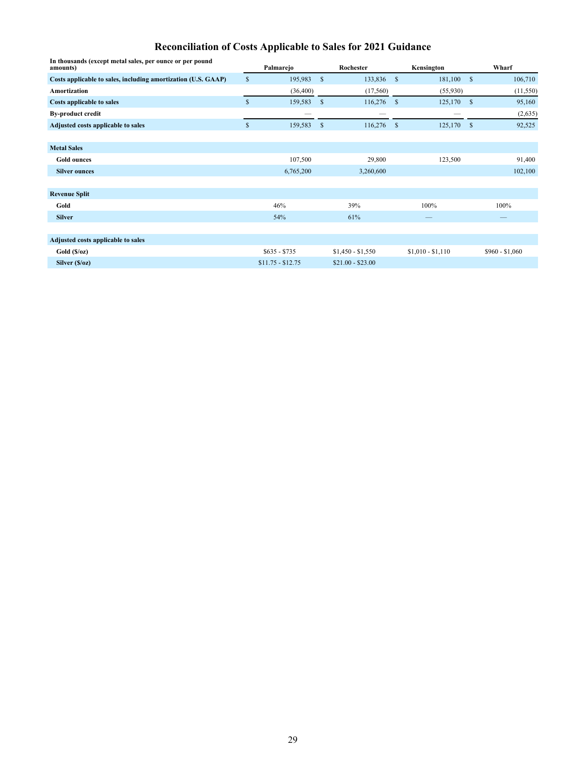# Reconciliation of Costs Applicable to Sales for 2021 Guidance

| In thousands (except metal sales, per ounce or per pound amounts) | Palmarejo | Rochester | Kensington | Wharf |
|---|---|---|---|---|
| **Costs applicable to sales, including amortization (U.S. GAAP)** | $ 195,983 | $ 133,836 | $ 181,100 | $ 106,710 |
| **Amortization** | (36,400) | (17,560) | (55,930) | (11,550) |
| **Costs applicable to sales** | $ 159,583 | $ 116,276 | $ 125,170 | $ 95,160 |
| **By-product credit** | — | — | — | (2,635) |
| **Adjusted costs applicable to sales** | $ 159,583 | $ 116,276 | $ 125,170 | $ 92,525 |
| | | | | |
| **Metal Sales** | | | | |
| **Gold ounces** | 107,500 | 29,800 | 123,500 | 91,400 |
| **Silver ounces** | 6,765,200 | 3,260,600 | | 102,100 |
| | | | | |
| **Revenue Split** | | | | |
| **Gold** | 46% | 39% | 100% | 100% |
| **Silver** | 54% | 61% | — | — |
| | | | | |
| **Adjusted costs applicable to sales** | | | | |
| **Gold ($/oz)** | $635 - $735 | $1,450 - $1,550 | $1,010 - $1,110 | $960 - $1,060 |
| **Silver ($/oz)** | $11.75 - $12.75 | $21.00 - $23.00 | | |